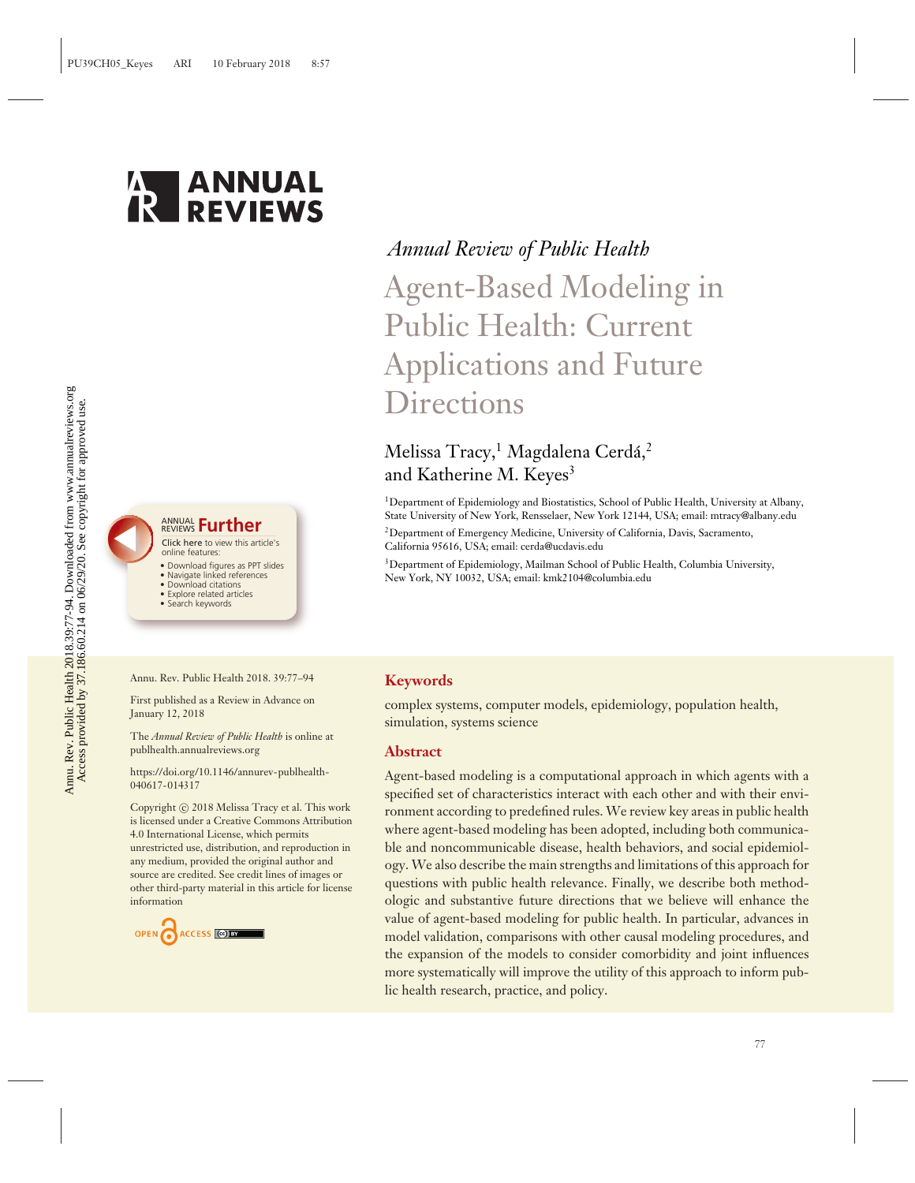*Annual Review of Public Health*

# Agent-Based Modeling in Public Health: Current Applications and Future Directions

Melissa Tracy,[1] Magdalena Cerdá,[2] and Katherine M. Keyes[3]

[1]Department of Epidemiology and Biostatistics, School of Public Health, University at Albany, State University of New York, Rensselaer, New York 12144, USA; email: mtracy@albany.edu

[2]Department of Emergency Medicine, University of California, Davis, Sacramento, California 95616, USA; email: cerda@ucdavis.edu

[3]Department of Epidemiology, Mailman School of Public Health, Columbia University, New York, NY 10032, USA; email: kmk2104@columbia.edu

Annu. Rev. Public Health 2018. 39:77–94

First published as a Review in Advance on January 12, 2018

The *Annual Review of Public Health* is online at publhealth.annualreviews.org

https://doi.org/10.1146/annurev-publhealth-040617-014317

Copyright © 2018 Melissa Tracy et al. This work is licensed under a Creative Commons Attribution 4.0 International License, which permits unrestricted use, distribution, and reproduction in any medium, provided the original author and source are credited. See credit lines of images or other third-party material in this article for license information

## Keywords

complex systems, computer models, epidemiology, population health, simulation, systems science

## Abstract

Agent-based modeling is a computational approach in which agents with a specified set of characteristics interact with each other and with their environment according to predefined rules. We review key areas in public health where agent-based modeling has been adopted, including both communicable and noncommunicable disease, health behaviors, and social epidemiology. We also describe the main strengths and limitations of this approach for questions with public health relevance. Finally, we describe both methodologic and substantive future directions that we believe will enhance the value of agent-based modeling for public health. In particular, advances in model validation, comparisons with other causal modeling procedures, and the expansion of the models to consider comorbidity and joint influences more systematically will improve the utility of this approach to inform public health research, practice, and policy.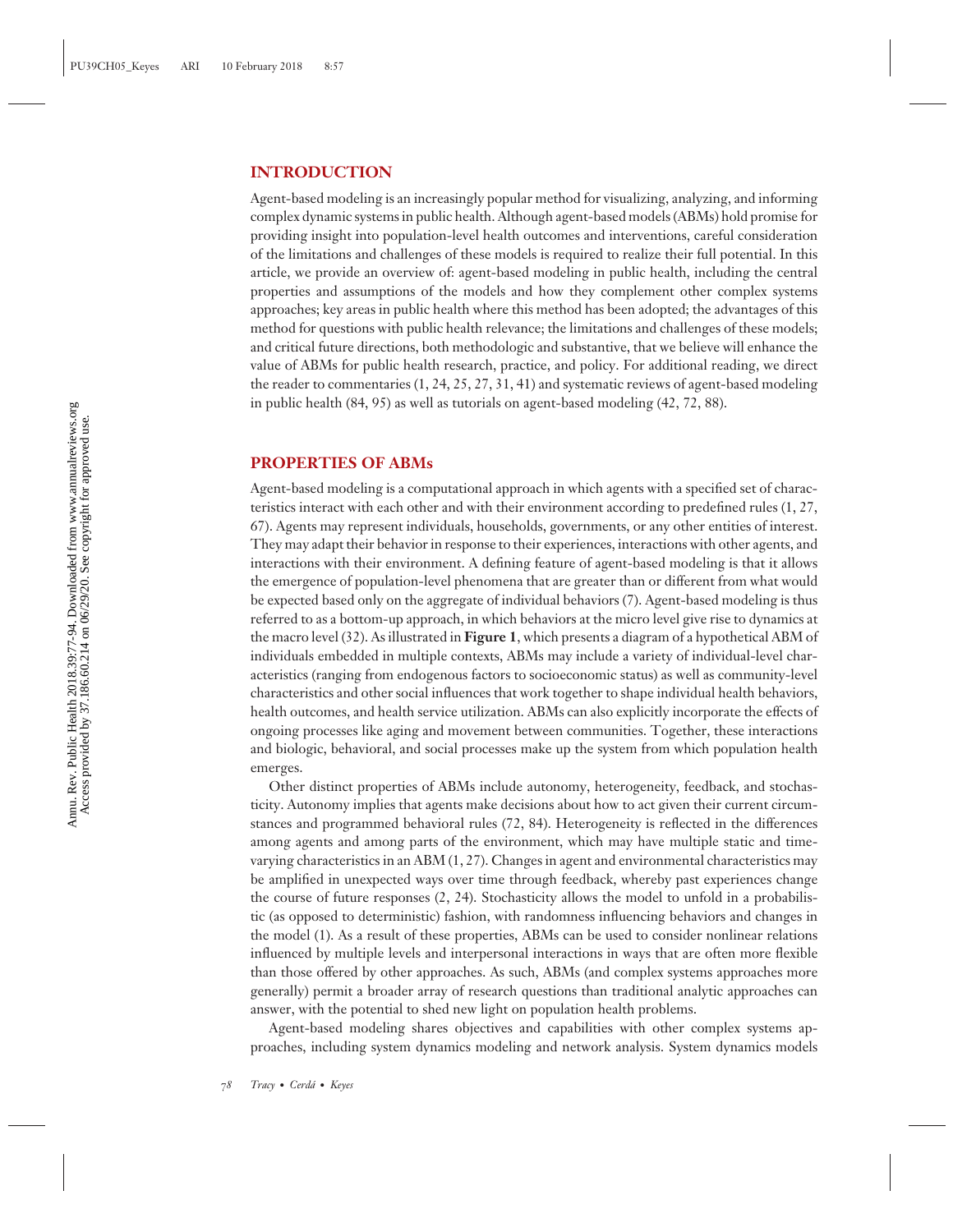## INTRODUCTION

Agent-based modeling is an increasingly popular method for visualizing, analyzing, and informing complex dynamic systems in public health. Although agent-based models (ABMs) hold promise for providing insight into population-level health outcomes and interventions, careful consideration of the limitations and challenges of these models is required to realize their full potential. In this article, we provide an overview of: agent-based modeling in public health, including the central properties and assumptions of the models and how they complement other complex systems approaches; key areas in public health where this method has been adopted; the advantages of this method for questions with public health relevance; the limitations and challenges of these models; and critical future directions, both methodologic and substantive, that we believe will enhance the value of ABMs for public health research, practice, and policy. For additional reading, we direct the reader to commentaries (1, 24, 25, 27, 31, 41) and systematic reviews of agent-based modeling in public health (84, 95) as well as tutorials on agent-based modeling (42, 72, 88).

## PROPERTIES OF ABMs

Agent-based modeling is a computational approach in which agents with a specified set of characteristics interact with each other and with their environment according to predefined rules (1, 27, 67). Agents may represent individuals, households, governments, or any other entities of interest. They may adapt their behavior in response to their experiences, interactions with other agents, and interactions with their environment. A defining feature of agent-based modeling is that it allows the emergence of population-level phenomena that are greater than or different from what would be expected based only on the aggregate of individual behaviors (7). Agent-based modeling is thus referred to as a bottom-up approach, in which behaviors at the micro level give rise to dynamics at the macro level (32). As illustrated in **Figure 1**, which presents a diagram of a hypothetical ABM of individuals embedded in multiple contexts, ABMs may include a variety of individual-level characteristics (ranging from endogenous factors to socioeconomic status) as well as community-level characteristics and other social influences that work together to shape individual health behaviors, health outcomes, and health service utilization. ABMs can also explicitly incorporate the effects of ongoing processes like aging and movement between communities. Together, these interactions and biologic, behavioral, and social processes make up the system from which population health emerges.

Other distinct properties of ABMs include autonomy, heterogeneity, feedback, and stochasticity. Autonomy implies that agents make decisions about how to act given their current circumstances and programmed behavioral rules (72, 84). Heterogeneity is reflected in the differences among agents and among parts of the environment, which may have multiple static and time-varying characteristics in an ABM (1, 27). Changes in agent and environmental characteristics may be amplified in unexpected ways over time through feedback, whereby past experiences change the course of future responses (2, 24). Stochasticity allows the model to unfold in a probabilistic (as opposed to deterministic) fashion, with randomness influencing behaviors and changes in the model (1). As a result of these properties, ABMs can be used to consider nonlinear relations influenced by multiple levels and interpersonal interactions in ways that are often more flexible than those offered by other approaches. As such, ABMs (and complex systems approaches more generally) permit a broader array of research questions than traditional analytic approaches can answer, with the potential to shed new light on population health problems.

Agent-based modeling shares objectives and capabilities with other complex systems approaches, including system dynamics modeling and network analysis. System dynamics models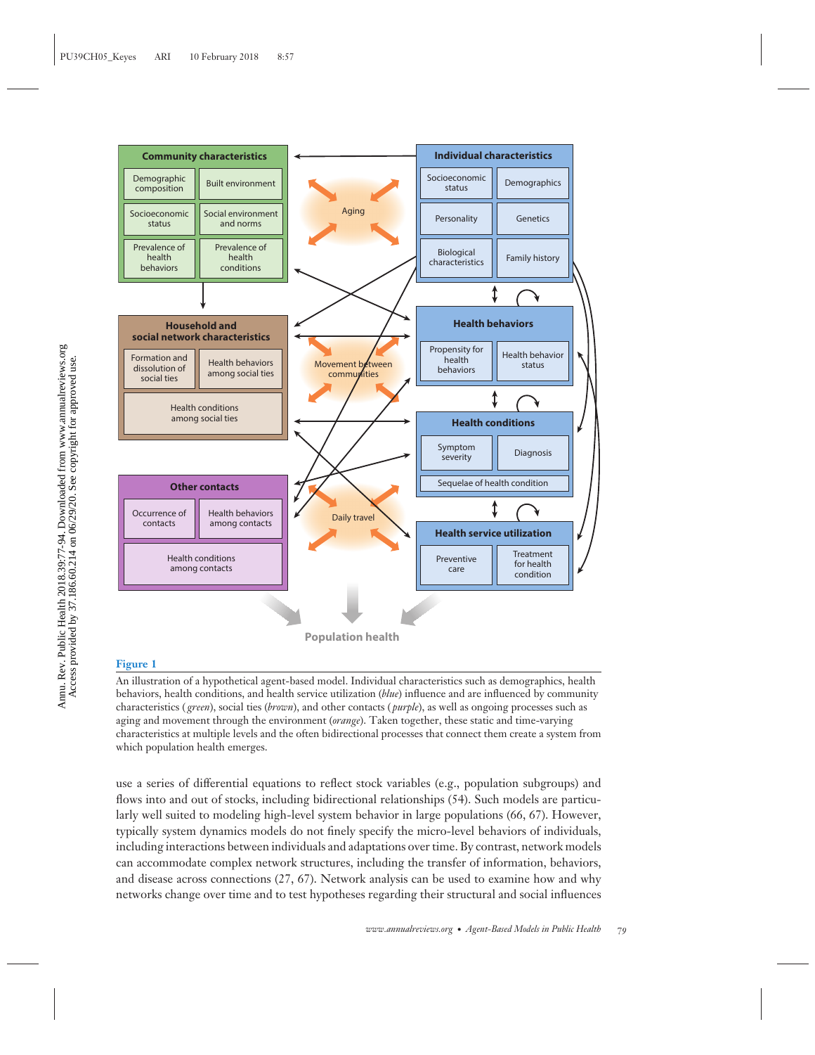**Figure 1**

An illustration of a hypothetical agent-based model. Individual characteristics such as demographics, health behaviors, health conditions, and health service utilization (*blue*) influence and are influenced by community characteristics (*green*), social ties (*brown*), and other contacts (*purple*), as well as ongoing processes such as aging and movement through the environment (*orange*). Taken together, these static and time-varying characteristics at multiple levels and the often bidirectional processes that connect them create a system from which population health emerges.

use a series of differential equations to reflect stock variables (e.g., population subgroups) and flows into and out of stocks, including bidirectional relationships (54). Such models are particularly well suited to modeling high-level system behavior in large populations (66, 67). However, typically system dynamics models do not finely specify the micro-level behaviors of individuals, including interactions between individuals and adaptations over time. By contrast, network models can accommodate complex network structures, including the transfer of information, behaviors, and disease across connections (27, 67). Network analysis can be used to examine how and why networks change over time and to test hypotheses regarding their structural and social influences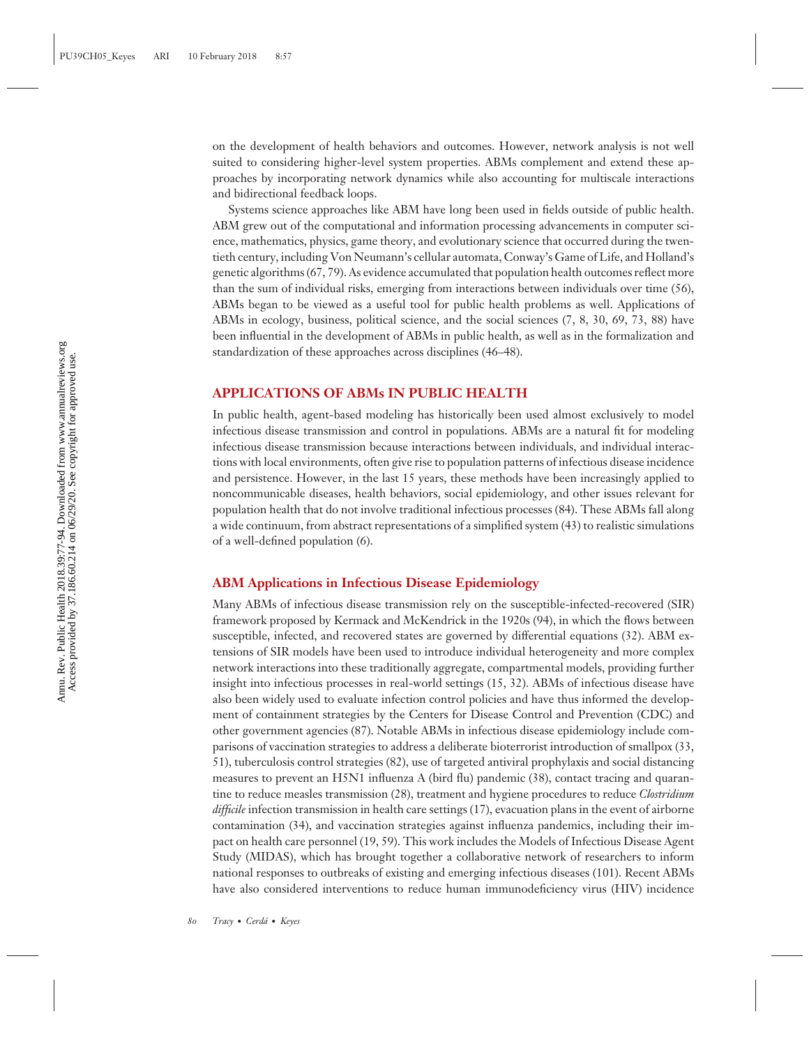on the development of health behaviors and outcomes. However, network analysis is not well suited to considering higher-level system properties. ABMs complement and extend these approaches by incorporating network dynamics while also accounting for multiscale interactions and bidirectional feedback loops.

Systems science approaches like ABM have long been used in fields outside of public health. ABM grew out of the computational and information processing advancements in computer science, mathematics, physics, game theory, and evolutionary science that occurred during the twentieth century, including Von Neumann's cellular automata, Conway's Game of Life, and Holland's genetic algorithms (67, 79). As evidence accumulated that population health outcomes reflect more than the sum of individual risks, emerging from interactions between individuals over time (56), ABMs began to be viewed as a useful tool for public health problems as well. Applications of ABMs in ecology, business, political science, and the social sciences (7, 8, 30, 69, 73, 88) have been influential in the development of ABMs in public health, as well as in the formalization and standardization of these approaches across disciplines (46–48).

## APPLICATIONS OF ABMs IN PUBLIC HEALTH

In public health, agent-based modeling has historically been used almost exclusively to model infectious disease transmission and control in populations. ABMs are a natural fit for modeling infectious disease transmission because interactions between individuals, and individual interactions with local environments, often give rise to population patterns of infectious disease incidence and persistence. However, in the last 15 years, these methods have been increasingly applied to noncommunicable diseases, health behaviors, social epidemiology, and other issues relevant for population health that do not involve traditional infectious processes (84). These ABMs fall along a wide continuum, from abstract representations of a simplified system (43) to realistic simulations of a well-defined population (6).

### ABM Applications in Infectious Disease Epidemiology

Many ABMs of infectious disease transmission rely on the susceptible-infected-recovered (SIR) framework proposed by Kermack and McKendrick in the 1920s (94), in which the flows between susceptible, infected, and recovered states are governed by differential equations (32). ABM extensions of SIR models have been used to introduce individual heterogeneity and more complex network interactions into these traditionally aggregate, compartmental models, providing further insight into infectious processes in real-world settings (15, 32). ABMs of infectious disease have also been widely used to evaluate infection control policies and have thus informed the development of containment strategies by the Centers for Disease Control and Prevention (CDC) and other government agencies (87). Notable ABMs in infectious disease epidemiology include comparisons of vaccination strategies to address a deliberate bioterrorist introduction of smallpox (33, 51), tuberculosis control strategies (82), use of targeted antiviral prophylaxis and social distancing measures to prevent an H5N1 influenza A (bird flu) pandemic (38), contact tracing and quarantine to reduce measles transmission (28), treatment and hygiene procedures to reduce *Clostridium difficile* infection transmission in health care settings (17), evacuation plans in the event of airborne contamination (34), and vaccination strategies against influenza pandemics, including their impact on health care personnel (19, 59). This work includes the Models of Infectious Disease Agent Study (MIDAS), which has brought together a collaborative network of researchers to inform national responses to outbreaks of existing and emerging infectious diseases (101). Recent ABMs have also considered interventions to reduce human immunodeficiency virus (HIV) incidence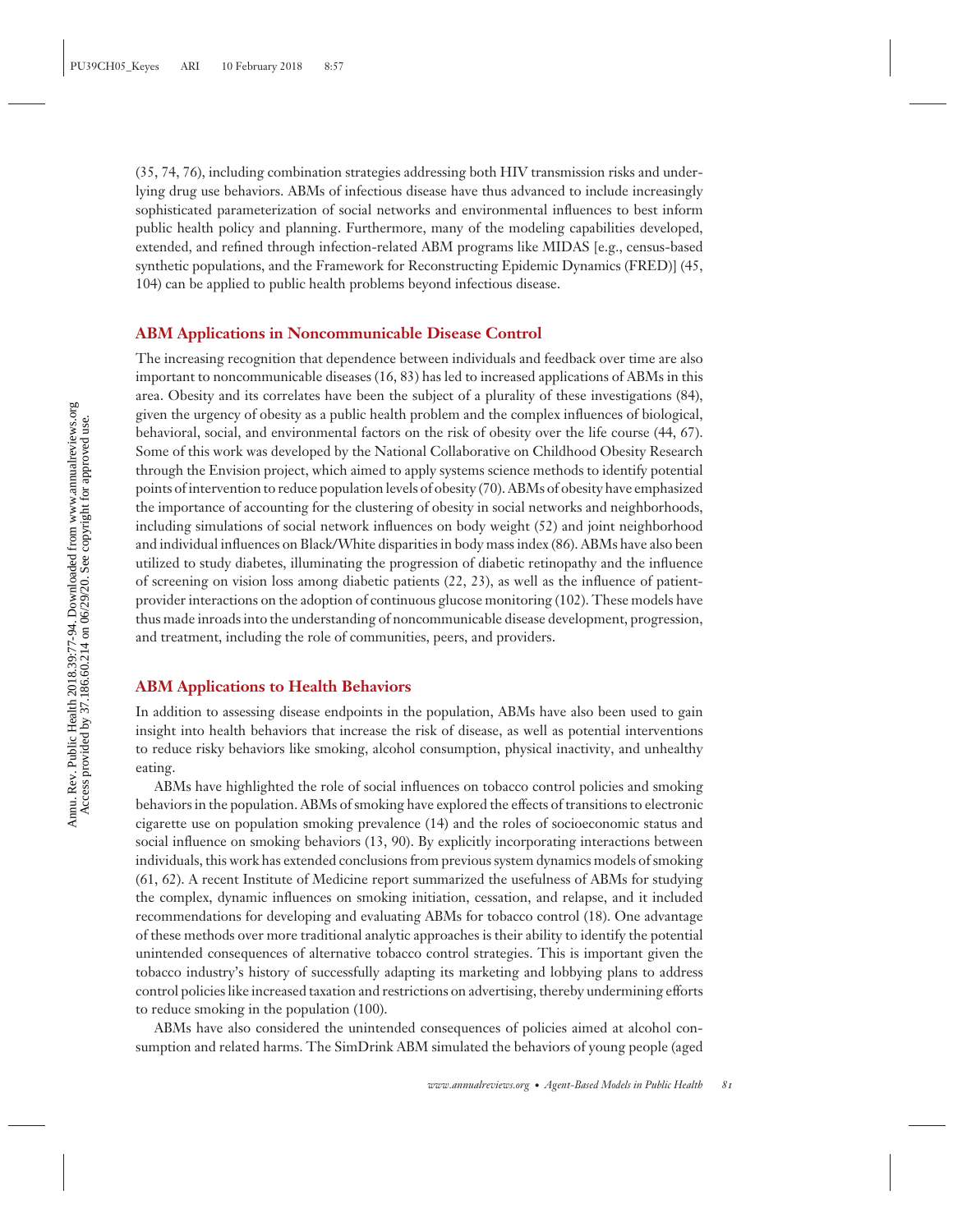(35, 74, 76), including combination strategies addressing both HIV transmission risks and underlying drug use behaviors. ABMs of infectious disease have thus advanced to include increasingly sophisticated parameterization of social networks and environmental influences to best inform public health policy and planning. Furthermore, many of the modeling capabilities developed, extended, and refined through infection-related ABM programs like MIDAS [e.g., census-based synthetic populations, and the Framework for Reconstructing Epidemic Dynamics (FRED)] (45, 104) can be applied to public health problems beyond infectious disease.

## ABM Applications in Noncommunicable Disease Control

The increasing recognition that dependence between individuals and feedback over time are also important to noncommunicable diseases (16, 83) has led to increased applications of ABMs in this area. Obesity and its correlates have been the subject of a plurality of these investigations (84), given the urgency of obesity as a public health problem and the complex influences of biological, behavioral, social, and environmental factors on the risk of obesity over the life course (44, 67). Some of this work was developed by the National Collaborative on Childhood Obesity Research through the Envision project, which aimed to apply systems science methods to identify potential points of intervention to reduce population levels of obesity (70). ABMs of obesity have emphasized the importance of accounting for the clustering of obesity in social networks and neighborhoods, including simulations of social network influences on body weight (52) and joint neighborhood and individual influences on Black/White disparities in body mass index (86). ABMs have also been utilized to study diabetes, illuminating the progression of diabetic retinopathy and the influence of screening on vision loss among diabetic patients (22, 23), as well as the influence of patient-provider interactions on the adoption of continuous glucose monitoring (102). These models have thus made inroads into the understanding of noncommunicable disease development, progression, and treatment, including the role of communities, peers, and providers.

## ABM Applications to Health Behaviors

In addition to assessing disease endpoints in the population, ABMs have also been used to gain insight into health behaviors that increase the risk of disease, as well as potential interventions to reduce risky behaviors like smoking, alcohol consumption, physical inactivity, and unhealthy eating.

ABMs have highlighted the role of social influences on tobacco control policies and smoking behaviors in the population. ABMs of smoking have explored the effects of transitions to electronic cigarette use on population smoking prevalence (14) and the roles of socioeconomic status and social influence on smoking behaviors (13, 90). By explicitly incorporating interactions between individuals, this work has extended conclusions from previous system dynamics models of smoking (61, 62). A recent Institute of Medicine report summarized the usefulness of ABMs for studying the complex, dynamic influences on smoking initiation, cessation, and relapse, and it included recommendations for developing and evaluating ABMs for tobacco control (18). One advantage of these methods over more traditional analytic approaches is their ability to identify the potential unintended consequences of alternative tobacco control strategies. This is important given the tobacco industry's history of successfully adapting its marketing and lobbying plans to address control policies like increased taxation and restrictions on advertising, thereby undermining efforts to reduce smoking in the population (100).

ABMs have also considered the unintended consequences of policies aimed at alcohol consumption and related harms. The SimDrink ABM simulated the behaviors of young people (aged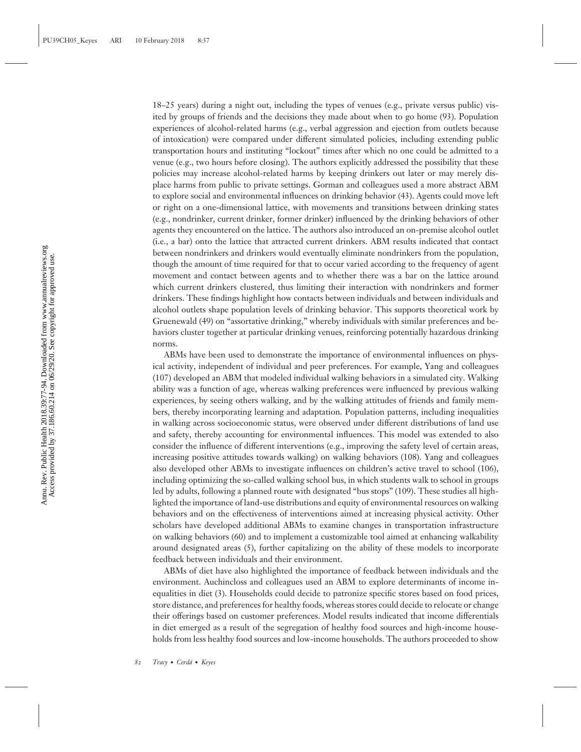18–25 years) during a night out, including the types of venues (e.g., private versus public) visited by groups of friends and the decisions they made about when to go home (93). Population experiences of alcohol-related harms (e.g., verbal aggression and ejection from outlets because of intoxication) were compared under different simulated policies, including extending public transportation hours and instituting "lockout" times after which no one could be admitted to a venue (e.g., two hours before closing). The authors explicitly addressed the possibility that these policies may increase alcohol-related harms by keeping drinkers out later or may merely displace harms from public to private settings. Gorman and colleagues used a more abstract ABM to explore social and environmental influences on drinking behavior (43). Agents could move left or right on a one-dimensional lattice, with movements and transitions between drinking states (e.g., nondrinker, current drinker, former drinker) influenced by the drinking behaviors of other agents they encountered on the lattice. The authors also introduced an on-premise alcohol outlet (i.e., a bar) onto the lattice that attracted current drinkers. ABM results indicated that contact between nondrinkers and drinkers would eventually eliminate nondrinkers from the population, though the amount of time required for that to occur varied according to the frequency of agent movement and contact between agents and to whether there was a bar on the lattice around which current drinkers clustered, thus limiting their interaction with nondrinkers and former drinkers. These findings highlight how contacts between individuals and between individuals and alcohol outlets shape population levels of drinking behavior. This supports theoretical work by Gruenewald (49) on "assortative drinking," whereby individuals with similar preferences and behaviors cluster together at particular drinking venues, reinforcing potentially hazardous drinking norms.

ABMs have been used to demonstrate the importance of environmental influences on physical activity, independent of individual and peer preferences. For example, Yang and colleagues (107) developed an ABM that modeled individual walking behaviors in a simulated city. Walking ability was a function of age, whereas walking preferences were influenced by previous walking experiences, by seeing others walking, and by the walking attitudes of friends and family members, thereby incorporating learning and adaptation. Population patterns, including inequalities in walking across socioeconomic status, were observed under different distributions of land use and safety, thereby accounting for environmental influences. This model was extended to also consider the influence of different interventions (e.g., improving the safety level of certain areas, increasing positive attitudes towards walking) on walking behaviors (108). Yang and colleagues also developed other ABMs to investigate influences on children's active travel to school (106), including optimizing the so-called walking school bus, in which students walk to school in groups led by adults, following a planned route with designated "bus stops" (109). These studies all highlighted the importance of land-use distributions and equity of environmental resources on walking behaviors and on the effectiveness of interventions aimed at increasing physical activity. Other scholars have developed additional ABMs to examine changes in transportation infrastructure on walking behaviors (60) and to implement a customizable tool aimed at enhancing walkability around designated areas (5), further capitalizing on the ability of these models to incorporate feedback between individuals and their environment.

ABMs of diet have also highlighted the importance of feedback between individuals and the environment. Auchincloss and colleagues used an ABM to explore determinants of income inequalities in diet (3). Households could decide to patronize specific stores based on food prices, store distance, and preferences for healthy foods, whereas stores could decide to relocate or change their offerings based on customer preferences. Model results indicated that income differentials in diet emerged as a result of the segregation of healthy food sources and high-income households from less healthy food sources and low-income households. The authors proceeded to show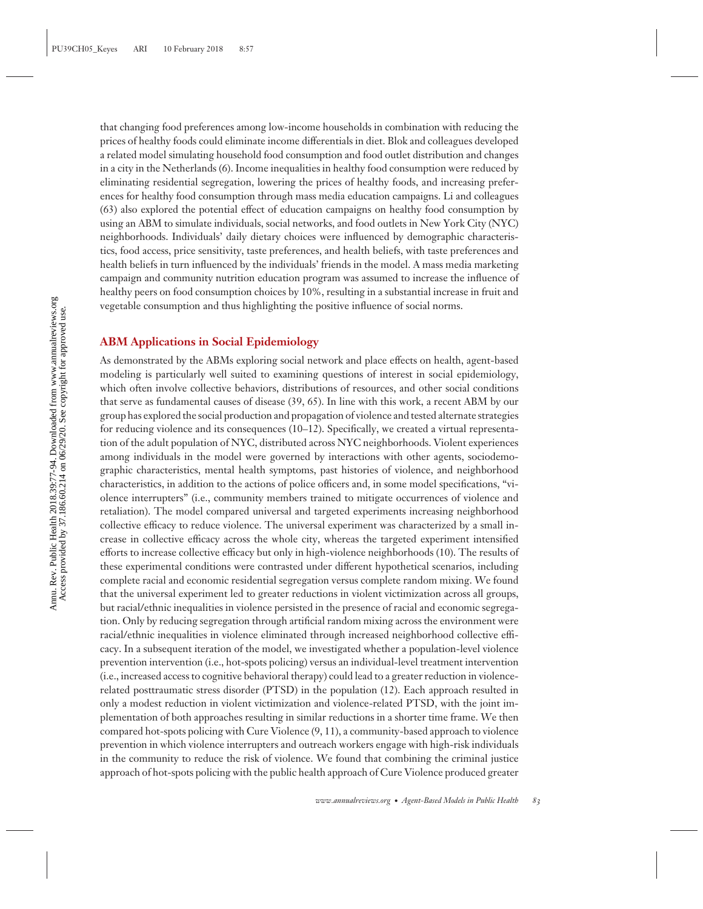that changing food preferences among low-income households in combination with reducing the prices of healthy foods could eliminate income differentials in diet. Blok and colleagues developed a related model simulating household food consumption and food outlet distribution and changes in a city in the Netherlands (6). Income inequalities in healthy food consumption were reduced by eliminating residential segregation, lowering the prices of healthy foods, and increasing preferences for healthy food consumption through mass media education campaigns. Li and colleagues (63) also explored the potential effect of education campaigns on healthy food consumption by using an ABM to simulate individuals, social networks, and food outlets in New York City (NYC) neighborhoods. Individuals' daily dietary choices were influenced by demographic characteristics, food access, price sensitivity, taste preferences, and health beliefs, with taste preferences and health beliefs in turn influenced by the individuals' friends in the model. A mass media marketing campaign and community nutrition education program was assumed to increase the influence of healthy peers on food consumption choices by 10%, resulting in a substantial increase in fruit and vegetable consumption and thus highlighting the positive influence of social norms.

## ABM Applications in Social Epidemiology

As demonstrated by the ABMs exploring social network and place effects on health, agent-based modeling is particularly well suited to examining questions of interest in social epidemiology, which often involve collective behaviors, distributions of resources, and other social conditions that serve as fundamental causes of disease (39, 65). In line with this work, a recent ABM by our group has explored the social production and propagation of violence and tested alternate strategies for reducing violence and its consequences (10–12). Specifically, we created a virtual representation of the adult population of NYC, distributed across NYC neighborhoods. Violent experiences among individuals in the model were governed by interactions with other agents, sociodemographic characteristics, mental health symptoms, past histories of violence, and neighborhood characteristics, in addition to the actions of police officers and, in some model specifications, "violence interrupters" (i.e., community members trained to mitigate occurrences of violence and retaliation). The model compared universal and targeted experiments increasing neighborhood collective efficacy to reduce violence. The universal experiment was characterized by a small increase in collective efficacy across the whole city, whereas the targeted experiment intensified efforts to increase collective efficacy but only in high-violence neighborhoods (10). The results of these experimental conditions were contrasted under different hypothetical scenarios, including complete racial and economic residential segregation versus complete random mixing. We found that the universal experiment led to greater reductions in violent victimization across all groups, but racial/ethnic inequalities in violence persisted in the presence of racial and economic segregation. Only by reducing segregation through artificial random mixing across the environment were racial/ethnic inequalities in violence eliminated through increased neighborhood collective efficacy. In a subsequent iteration of the model, we investigated whether a population-level violence prevention intervention (i.e., hot-spots policing) versus an individual-level treatment intervention (i.e., increased access to cognitive behavioral therapy) could lead to a greater reduction in violence-related posttraumatic stress disorder (PTSD) in the population (12). Each approach resulted in only a modest reduction in violent victimization and violence-related PTSD, with the joint implementation of both approaches resulting in similar reductions in a shorter time frame. We then compared hot-spots policing with Cure Violence (9, 11), a community-based approach to violence prevention in which violence interrupters and outreach workers engage with high-risk individuals in the community to reduce the risk of violence. We found that combining the criminal justice approach of hot-spots policing with the public health approach of Cure Violence produced greater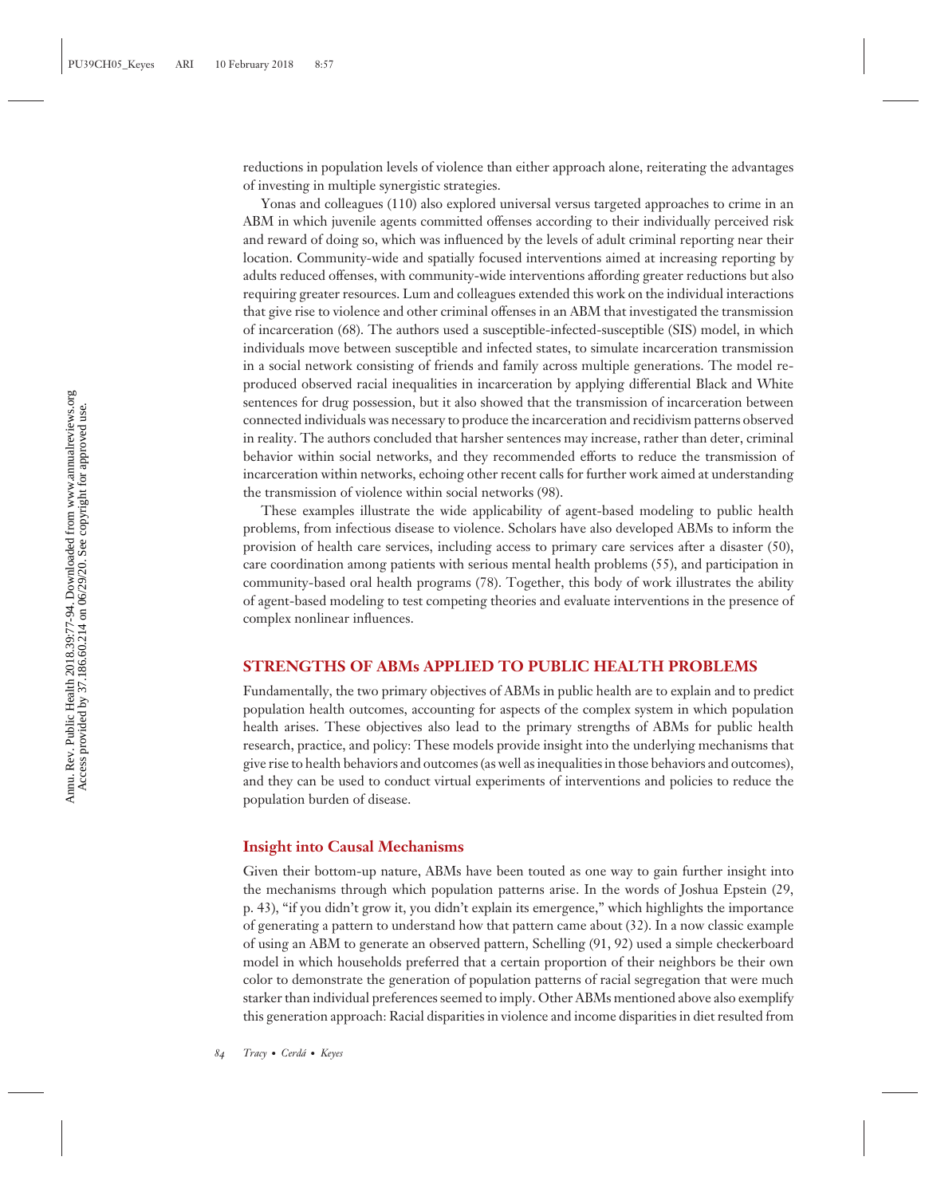reductions in population levels of violence than either approach alone, reiterating the advantages of investing in multiple synergistic strategies.

Yonas and colleagues (110) also explored universal versus targeted approaches to crime in an ABM in which juvenile agents committed offenses according to their individually perceived risk and reward of doing so, which was influenced by the levels of adult criminal reporting near their location. Community-wide and spatially focused interventions aimed at increasing reporting by adults reduced offenses, with community-wide interventions affording greater reductions but also requiring greater resources. Lum and colleagues extended this work on the individual interactions that give rise to violence and other criminal offenses in an ABM that investigated the transmission of incarceration (68). The authors used a susceptible-infected-susceptible (SIS) model, in which individuals move between susceptible and infected states, to simulate incarceration transmission in a social network consisting of friends and family across multiple generations. The model reproduced observed racial inequalities in incarceration by applying differential Black and White sentences for drug possession, but it also showed that the transmission of incarceration between connected individuals was necessary to produce the incarceration and recidivism patterns observed in reality. The authors concluded that harsher sentences may increase, rather than deter, criminal behavior within social networks, and they recommended efforts to reduce the transmission of incarceration within networks, echoing other recent calls for further work aimed at understanding the transmission of violence within social networks (98).

These examples illustrate the wide applicability of agent-based modeling to public health problems, from infectious disease to violence. Scholars have also developed ABMs to inform the provision of health care services, including access to primary care services after a disaster (50), care coordination among patients with serious mental health problems (55), and participation in community-based oral health programs (78). Together, this body of work illustrates the ability of agent-based modeling to test competing theories and evaluate interventions in the presence of complex nonlinear influences.

## STRENGTHS OF ABMs APPLIED TO PUBLIC HEALTH PROBLEMS

Fundamentally, the two primary objectives of ABMs in public health are to explain and to predict population health outcomes, accounting for aspects of the complex system in which population health arises. These objectives also lead to the primary strengths of ABMs for public health research, practice, and policy: These models provide insight into the underlying mechanisms that give rise to health behaviors and outcomes (as well as inequalities in those behaviors and outcomes), and they can be used to conduct virtual experiments of interventions and policies to reduce the population burden of disease.

### Insight into Causal Mechanisms

Given their bottom-up nature, ABMs have been touted as one way to gain further insight into the mechanisms through which population patterns arise. In the words of Joshua Epstein (29, p. 43), "if you didn't grow it, you didn't explain its emergence," which highlights the importance of generating a pattern to understand how that pattern came about (32). In a now classic example of using an ABM to generate an observed pattern, Schelling (91, 92) used a simple checkerboard model in which households preferred that a certain proportion of their neighbors be their own color to demonstrate the generation of population patterns of racial segregation that were much starker than individual preferences seemed to imply. Other ABMs mentioned above also exemplify this generation approach: Racial disparities in violence and income disparities in diet resulted from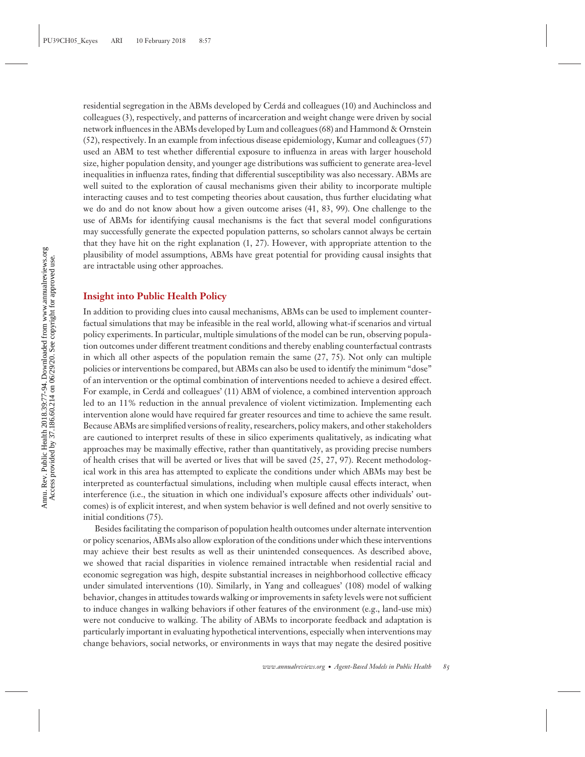residential segregation in the ABMs developed by Cerdá and colleagues (10) and Auchincloss and colleagues (3), respectively, and patterns of incarceration and weight change were driven by social network influences in the ABMs developed by Lum and colleagues (68) and Hammond & Ornstein (52), respectively. In an example from infectious disease epidemiology, Kumar and colleagues (57) used an ABM to test whether differential exposure to influenza in areas with larger household size, higher population density, and younger age distributions was sufficient to generate area-level inequalities in influenza rates, finding that differential susceptibility was also necessary. ABMs are well suited to the exploration of causal mechanisms given their ability to incorporate multiple interacting causes and to test competing theories about causation, thus further elucidating what we do and do not know about how a given outcome arises (41, 83, 99). One challenge to the use of ABMs for identifying causal mechanisms is the fact that several model configurations may successfully generate the expected population patterns, so scholars cannot always be certain that they have hit on the right explanation (1, 27). However, with appropriate attention to the plausibility of model assumptions, ABMs have great potential for providing causal insights that are intractable using other approaches.

### Insight into Public Health Policy

In addition to providing clues into causal mechanisms, ABMs can be used to implement counterfactual simulations that may be infeasible in the real world, allowing what-if scenarios and virtual policy experiments. In particular, multiple simulations of the model can be run, observing population outcomes under different treatment conditions and thereby enabling counterfactual contrasts in which all other aspects of the population remain the same (27, 75). Not only can multiple policies or interventions be compared, but ABMs can also be used to identify the minimum "dose" of an intervention or the optimal combination of interventions needed to achieve a desired effect. For example, in Cerdá and colleagues' (11) ABM of violence, a combined intervention approach led to an 11% reduction in the annual prevalence of violent victimization. Implementing each intervention alone would have required far greater resources and time to achieve the same result. Because ABMs are simplified versions of reality, researchers, policy makers, and other stakeholders are cautioned to interpret results of these in silico experiments qualitatively, as indicating what approaches may be maximally effective, rather than quantitatively, as providing precise numbers of health crises that will be averted or lives that will be saved (25, 27, 97). Recent methodological work in this area has attempted to explicate the conditions under which ABMs may best be interpreted as counterfactual simulations, including when multiple causal effects interact, when interference (i.e., the situation in which one individual's exposure affects other individuals' outcomes) is of explicit interest, and when system behavior is well defined and not overly sensitive to initial conditions (75).

Besides facilitating the comparison of population health outcomes under alternate intervention or policy scenarios, ABMs also allow exploration of the conditions under which these interventions may achieve their best results as well as their unintended consequences. As described above, we showed that racial disparities in violence remained intractable when residential racial and economic segregation was high, despite substantial increases in neighborhood collective efficacy under simulated interventions (10). Similarly, in Yang and colleagues' (108) model of walking behavior, changes in attitudes towards walking or improvements in safety levels were not sufficient to induce changes in walking behaviors if other features of the environment (e.g., land-use mix) were not conducive to walking. The ability of ABMs to incorporate feedback and adaptation is particularly important in evaluating hypothetical interventions, especially when interventions may change behaviors, social networks, or environments in ways that may negate the desired positive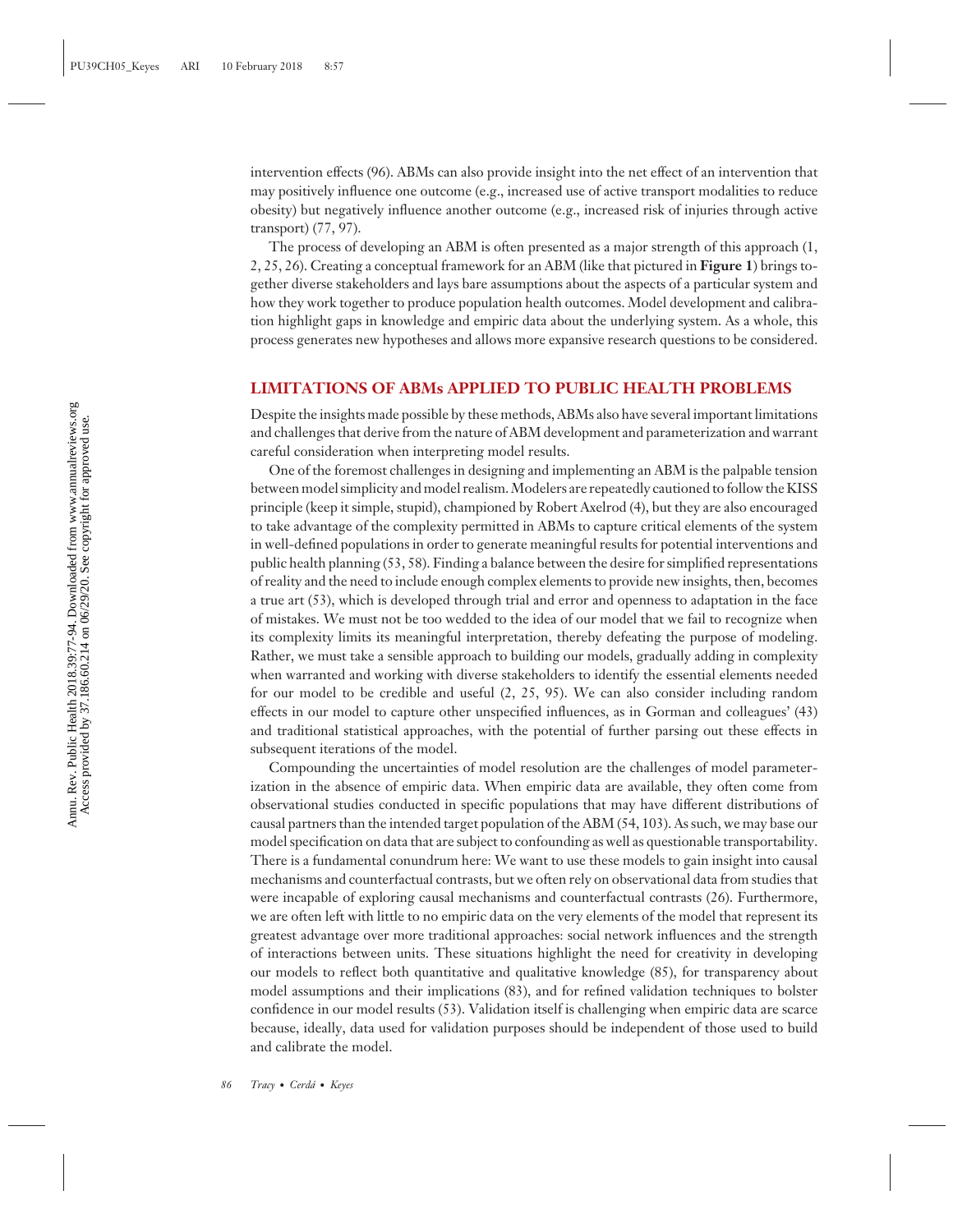intervention effects (96). ABMs can also provide insight into the net effect of an intervention that may positively influence one outcome (e.g., increased use of active transport modalities to reduce obesity) but negatively influence another outcome (e.g., increased risk of injuries through active transport) (77, 97).

The process of developing an ABM is often presented as a major strength of this approach (1, 2, 25, 26). Creating a conceptual framework for an ABM (like that pictured in **Figure 1**) brings together diverse stakeholders and lays bare assumptions about the aspects of a particular system and how they work together to produce population health outcomes. Model development and calibration highlight gaps in knowledge and empiric data about the underlying system. As a whole, this process generates new hypotheses and allows more expansive research questions to be considered.

## LIMITATIONS OF ABMs APPLIED TO PUBLIC HEALTH PROBLEMS

Despite the insights made possible by these methods, ABMs also have several important limitations and challenges that derive from the nature of ABM development and parameterization and warrant careful consideration when interpreting model results.

One of the foremost challenges in designing and implementing an ABM is the palpable tension between model simplicity and model realism. Modelers are repeatedly cautioned to follow the KISS principle (keep it simple, stupid), championed by Robert Axelrod (4), but they are also encouraged to take advantage of the complexity permitted in ABMs to capture critical elements of the system in well-defined populations in order to generate meaningful results for potential interventions and public health planning (53, 58). Finding a balance between the desire for simplified representations of reality and the need to include enough complex elements to provide new insights, then, becomes a true art (53), which is developed through trial and error and openness to adaptation in the face of mistakes. We must not be too wedded to the idea of our model that we fail to recognize when its complexity limits its meaningful interpretation, thereby defeating the purpose of modeling. Rather, we must take a sensible approach to building our models, gradually adding in complexity when warranted and working with diverse stakeholders to identify the essential elements needed for our model to be credible and useful (2, 25, 95). We can also consider including random effects in our model to capture other unspecified influences, as in Gorman and colleagues' (43) and traditional statistical approaches, with the potential of further parsing out these effects in subsequent iterations of the model.

Compounding the uncertainties of model resolution are the challenges of model parameterization in the absence of empiric data. When empiric data are available, they often come from observational studies conducted in specific populations that may have different distributions of causal partners than the intended target population of the ABM (54, 103). As such, we may base our model specification on data that are subject to confounding as well as questionable transportability. There is a fundamental conundrum here: We want to use these models to gain insight into causal mechanisms and counterfactual contrasts, but we often rely on observational data from studies that were incapable of exploring causal mechanisms and counterfactual contrasts (26). Furthermore, we are often left with little to no empiric data on the very elements of the model that represent its greatest advantage over more traditional approaches: social network influences and the strength of interactions between units. These situations highlight the need for creativity in developing our models to reflect both quantitative and qualitative knowledge (85), for transparency about model assumptions and their implications (83), and for refined validation techniques to bolster confidence in our model results (53). Validation itself is challenging when empiric data are scarce because, ideally, data used for validation purposes should be independent of those used to build and calibrate the model.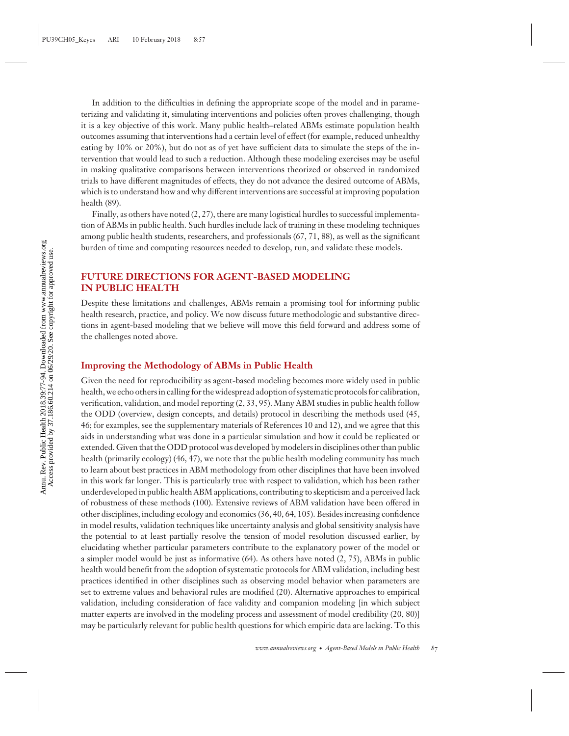In addition to the difficulties in defining the appropriate scope of the model and in parameterizing and validating it, simulating interventions and policies often proves challenging, though it is a key objective of this work. Many public health–related ABMs estimate population health outcomes assuming that interventions had a certain level of effect (for example, reduced unhealthy eating by 10% or 20%), but do not as of yet have sufficient data to simulate the steps of the intervention that would lead to such a reduction. Although these modeling exercises may be useful in making qualitative comparisons between interventions theorized or observed in randomized trials to have different magnitudes of effects, they do not advance the desired outcome of ABMs, which is to understand how and why different interventions are successful at improving population health (89).

Finally, as others have noted (2, 27), there are many logistical hurdles to successful implementation of ABMs in public health. Such hurdles include lack of training in these modeling techniques among public health students, researchers, and professionals (67, 71, 88), as well as the significant burden of time and computing resources needed to develop, run, and validate these models.

## FUTURE DIRECTIONS FOR AGENT-BASED MODELING IN PUBLIC HEALTH

Despite these limitations and challenges, ABMs remain a promising tool for informing public health research, practice, and policy. We now discuss future methodologic and substantive directions in agent-based modeling that we believe will move this field forward and address some of the challenges noted above.

### Improving the Methodology of ABMs in Public Health

Given the need for reproducibility as agent-based modeling becomes more widely used in public health, we echo others in calling for the widespread adoption of systematic protocols for calibration, verification, validation, and model reporting (2, 33, 95). Many ABM studies in public health follow the ODD (overview, design concepts, and details) protocol in describing the methods used (45, 46; for examples, see the supplementary materials of References 10 and 12), and we agree that this aids in understanding what was done in a particular simulation and how it could be replicated or extended. Given that the ODD protocol was developed by modelers in disciplines other than public health (primarily ecology) (46, 47), we note that the public health modeling community has much to learn about best practices in ABM methodology from other disciplines that have been involved in this work far longer. This is particularly true with respect to validation, which has been rather underdeveloped in public health ABM applications, contributing to skepticism and a perceived lack of robustness of these methods (100). Extensive reviews of ABM validation have been offered in other disciplines, including ecology and economics (36, 40, 64, 105). Besides increasing confidence in model results, validation techniques like uncertainty analysis and global sensitivity analysis have the potential to at least partially resolve the tension of model resolution discussed earlier, by elucidating whether particular parameters contribute to the explanatory power of the model or a simpler model would be just as informative (64). As others have noted (2, 75), ABMs in public health would benefit from the adoption of systematic protocols for ABM validation, including best practices identified in other disciplines such as observing model behavior when parameters are set to extreme values and behavioral rules are modified (20). Alternative approaches to empirical validation, including consideration of face validity and companion modeling [in which subject matter experts are involved in the modeling process and assessment of model credibility (20, 80)] may be particularly relevant for public health questions for which empiric data are lacking. To this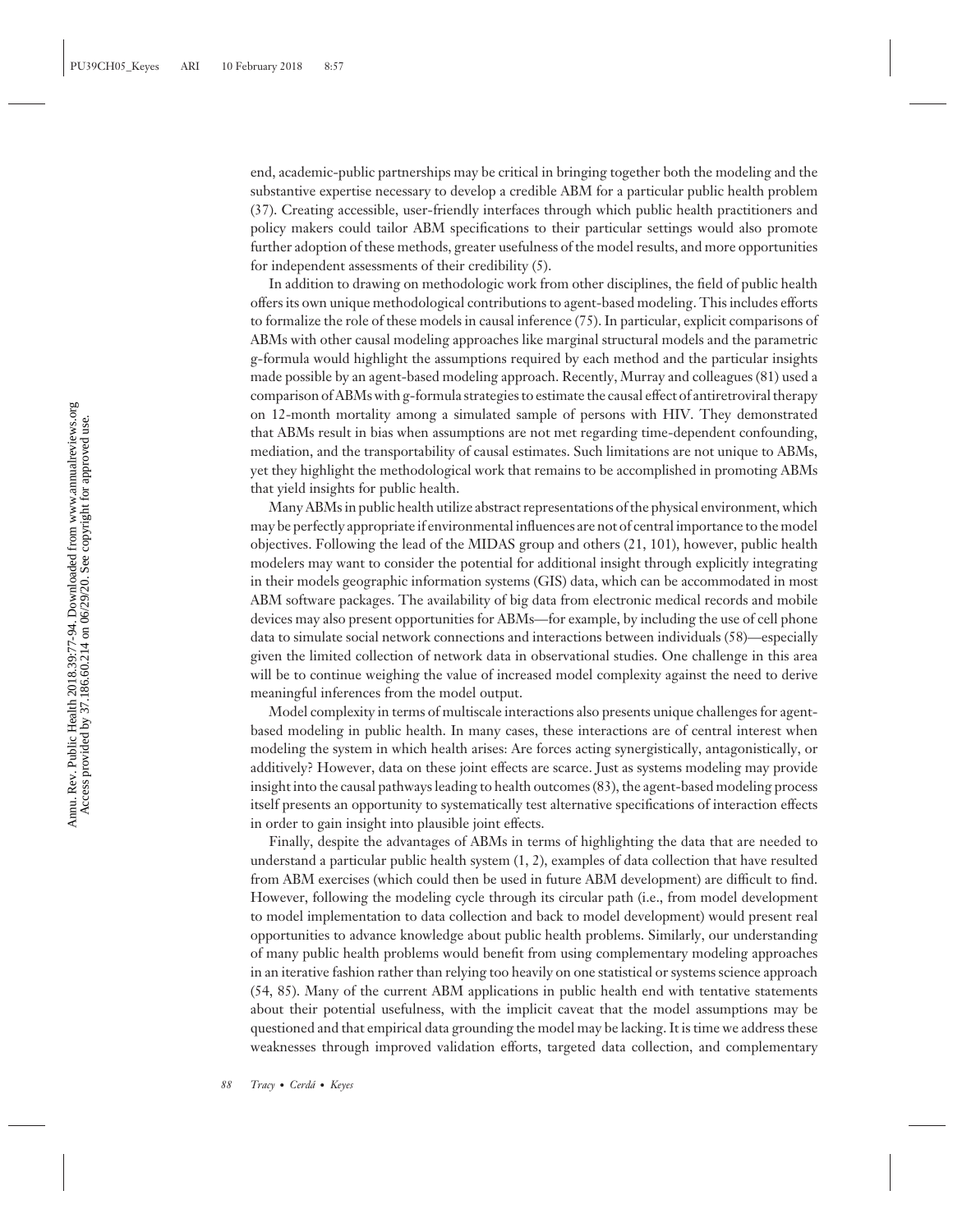end, academic-public partnerships may be critical in bringing together both the modeling and the substantive expertise necessary to develop a credible ABM for a particular public health problem (37). Creating accessible, user-friendly interfaces through which public health practitioners and policy makers could tailor ABM specifications to their particular settings would also promote further adoption of these methods, greater usefulness of the model results, and more opportunities for independent assessments of their credibility (5).

In addition to drawing on methodologic work from other disciplines, the field of public health offers its own unique methodological contributions to agent-based modeling. This includes efforts to formalize the role of these models in causal inference (75). In particular, explicit comparisons of ABMs with other causal modeling approaches like marginal structural models and the parametric g-formula would highlight the assumptions required by each method and the particular insights made possible by an agent-based modeling approach. Recently, Murray and colleagues (81) used a comparison of ABMs with g-formula strategies to estimate the causal effect of antiretroviral therapy on 12-month mortality among a simulated sample of persons with HIV. They demonstrated that ABMs result in bias when assumptions are not met regarding time-dependent confounding, mediation, and the transportability of causal estimates. Such limitations are not unique to ABMs, yet they highlight the methodological work that remains to be accomplished in promoting ABMs that yield insights for public health.

Many ABMs in public health utilize abstract representations of the physical environment, which may be perfectly appropriate if environmental influences are not of central importance to the model objectives. Following the lead of the MIDAS group and others (21, 101), however, public health modelers may want to consider the potential for additional insight through explicitly integrating in their models geographic information systems (GIS) data, which can be accommodated in most ABM software packages. The availability of big data from electronic medical records and mobile devices may also present opportunities for ABMs—for example, by including the use of cell phone data to simulate social network connections and interactions between individuals (58)—especially given the limited collection of network data in observational studies. One challenge in this area will be to continue weighing the value of increased model complexity against the need to derive meaningful inferences from the model output.

Model complexity in terms of multiscale interactions also presents unique challenges for agent-based modeling in public health. In many cases, these interactions are of central interest when modeling the system in which health arises: Are forces acting synergistically, antagonistically, or additively? However, data on these joint effects are scarce. Just as systems modeling may provide insight into the causal pathways leading to health outcomes (83), the agent-based modeling process itself presents an opportunity to systematically test alternative specifications of interaction effects in order to gain insight into plausible joint effects.

Finally, despite the advantages of ABMs in terms of highlighting the data that are needed to understand a particular public health system (1, 2), examples of data collection that have resulted from ABM exercises (which could then be used in future ABM development) are difficult to find. However, following the modeling cycle through its circular path (i.e., from model development to model implementation to data collection and back to model development) would present real opportunities to advance knowledge about public health problems. Similarly, our understanding of many public health problems would benefit from using complementary modeling approaches in an iterative fashion rather than relying too heavily on one statistical or systems science approach (54, 85). Many of the current ABM applications in public health end with tentative statements about their potential usefulness, with the implicit caveat that the model assumptions may be questioned and that empirical data grounding the model may be lacking. It is time we address these weaknesses through improved validation efforts, targeted data collection, and complementary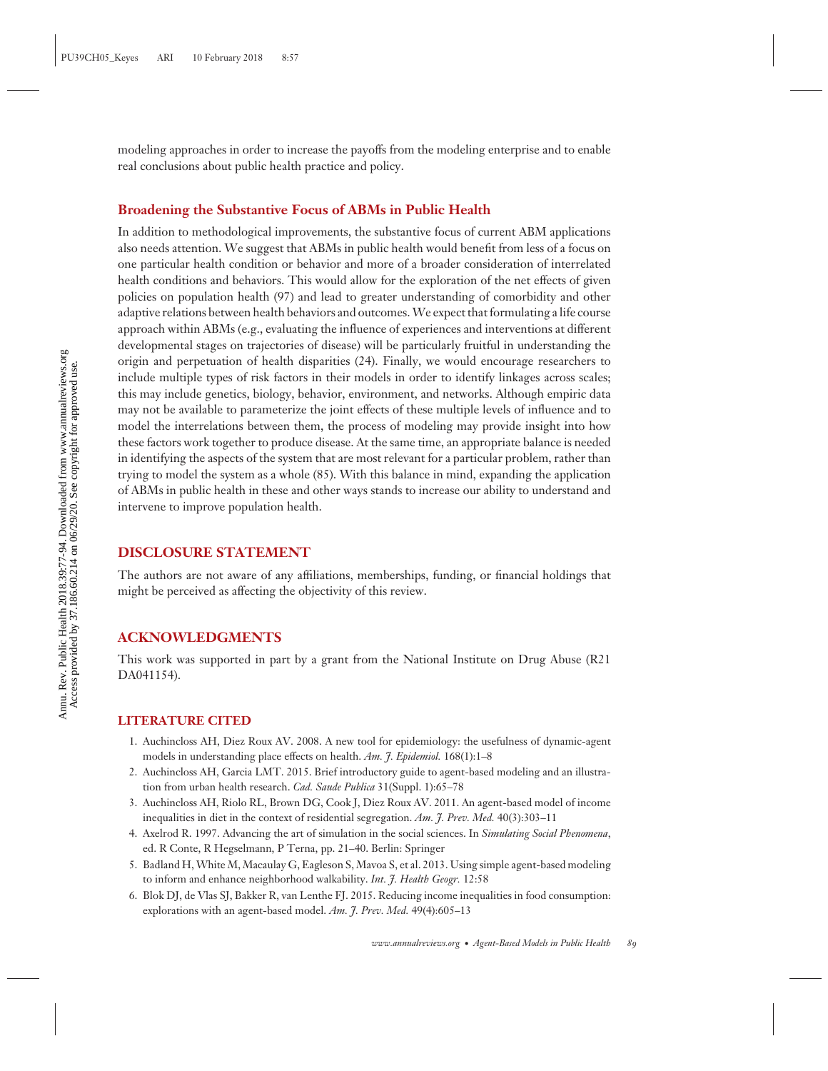modeling approaches in order to increase the payoffs from the modeling enterprise and to enable real conclusions about public health practice and policy.

### Broadening the Substantive Focus of ABMs in Public Health

In addition to methodological improvements, the substantive focus of current ABM applications also needs attention. We suggest that ABMs in public health would benefit from less of a focus on one particular health condition or behavior and more of a broader consideration of interrelated health conditions and behaviors. This would allow for the exploration of the net effects of given policies on population health (97) and lead to greater understanding of comorbidity and other adaptive relations between health behaviors and outcomes. We expect that formulating a life course approach within ABMs (e.g., evaluating the influence of experiences and interventions at different developmental stages on trajectories of disease) will be particularly fruitful in understanding the origin and perpetuation of health disparities (24). Finally, we would encourage researchers to include multiple types of risk factors in their models in order to identify linkages across scales; this may include genetics, biology, behavior, environment, and networks. Although empiric data may not be available to parameterize the joint effects of these multiple levels of influence and to model the interrelations between them, the process of modeling may provide insight into how these factors work together to produce disease. At the same time, an appropriate balance is needed in identifying the aspects of the system that are most relevant for a particular problem, rather than trying to model the system as a whole (85). With this balance in mind, expanding the application of ABMs in public health in these and other ways stands to increase our ability to understand and intervene to improve population health.

## DISCLOSURE STATEMENT

The authors are not aware of any affiliations, memberships, funding, or financial holdings that might be perceived as affecting the objectivity of this review.

## ACKNOWLEDGMENTS

This work was supported in part by a grant from the National Institute on Drug Abuse (R21 DA041154).

## LITERATURE CITED

1. Auchincloss AH, Diez Roux AV. 2008. A new tool for epidemiology: the usefulness of dynamic-agent models in understanding place effects on health. *Am. J. Epidemiol.* 168(1):1–8
2. Auchincloss AH, Garcia LMT. 2015. Brief introductory guide to agent-based modeling and an illustration from urban health research. *Cad. Saude Publica* 31(Suppl. 1):65–78
3. Auchincloss AH, Riolo RL, Brown DG, Cook J, Diez Roux AV. 2011. An agent-based model of income inequalities in diet in the context of residential segregation. *Am. J. Prev. Med.* 40(3):303–11
4. Axelrod R. 1997. Advancing the art of simulation in the social sciences. In *Simulating Social Phenomena*, ed. R Conte, R Hegselmann, P Terna, pp. 21–40. Berlin: Springer
5. Badland H, White M, Macaulay G, Eagleson S, Mavoa S, et al. 2013. Using simple agent-based modeling to inform and enhance neighborhood walkability. *Int. J. Health Geogr.* 12:58
6. Blok DJ, de Vlas SJ, Bakker R, van Lenthe FJ. 2015. Reducing income inequalities in food consumption: explorations with an agent-based model. *Am. J. Prev. Med.* 49(4):605–13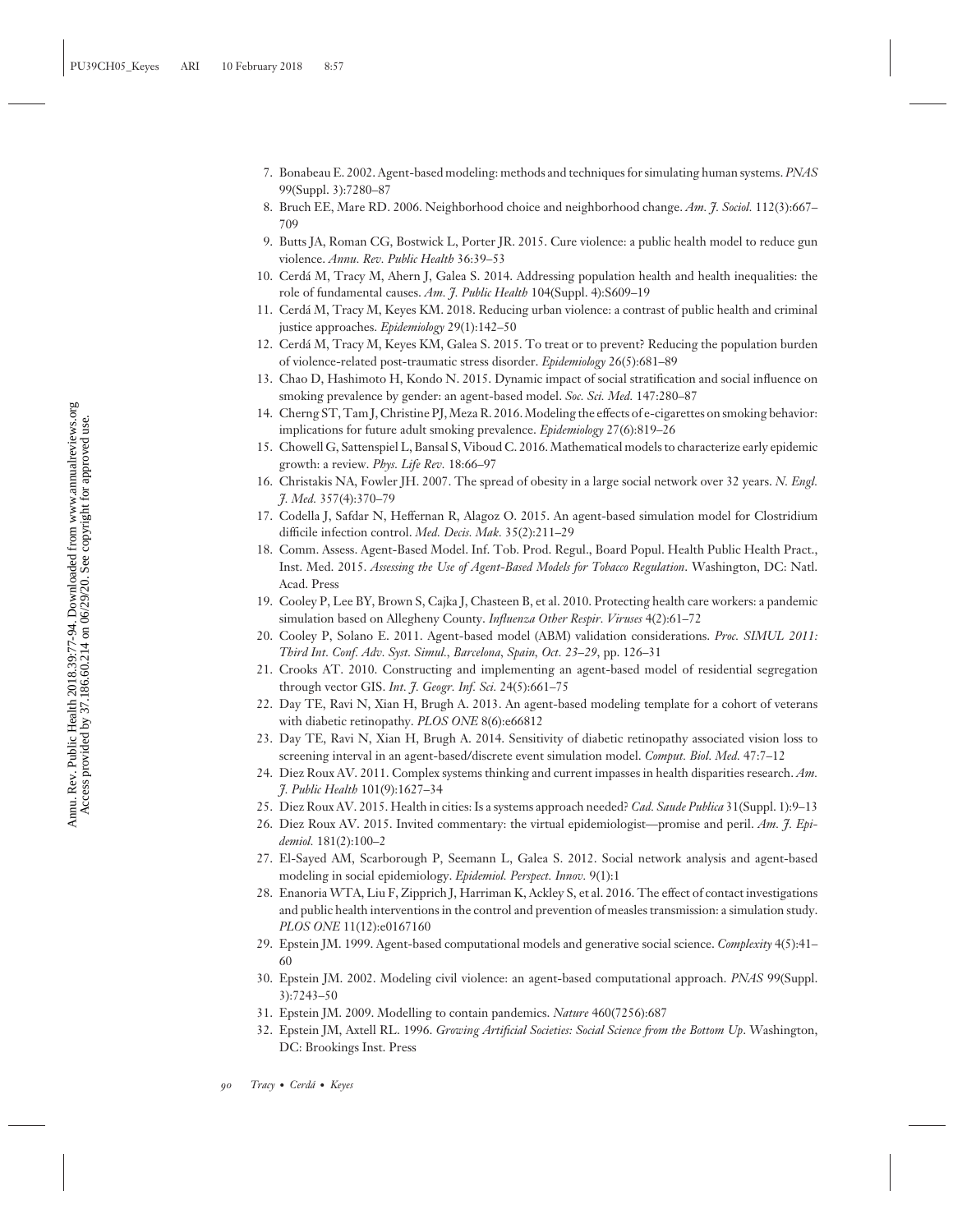7. Bonabeau E. 2002. Agent-based modeling: methods and techniques for simulating human systems. *PNAS* 99(Suppl. 3):7280–87
8. Bruch EE, Mare RD. 2006. Neighborhood choice and neighborhood change. *Am. J. Sociol.* 112(3):667–709
9. Butts JA, Roman CG, Bostwick L, Porter JR. 2015. Cure violence: a public health model to reduce gun violence. *Annu. Rev. Public Health* 36:39–53
10. Cerdá M, Tracy M, Ahern J, Galea S. 2014. Addressing population health and health inequalities: the role of fundamental causes. *Am. J. Public Health* 104(Suppl. 4):S609–19
11. Cerdá M, Tracy M, Keyes KM. 2018. Reducing urban violence: a contrast of public health and criminal justice approaches. *Epidemiology* 29(1):142–50
12. Cerdá M, Tracy M, Keyes KM, Galea S. 2015. To treat or to prevent? Reducing the population burden of violence-related post-traumatic stress disorder. *Epidemiology* 26(5):681–89
13. Chao D, Hashimoto H, Kondo N. 2015. Dynamic impact of social stratification and social influence on smoking prevalence by gender: an agent-based model. *Soc. Sci. Med.* 147:280–87
14. Cherng ST, Tam J, Christine PJ, Meza R. 2016. Modeling the effects of e-cigarettes on smoking behavior: implications for future adult smoking prevalence. *Epidemiology* 27(6):819–26
15. Chowell G, Sattenspiel L, Bansal S, Viboud C. 2016. Mathematical models to characterize early epidemic growth: a review. *Phys. Life Rev.* 18:66–97
16. Christakis NA, Fowler JH. 2007. The spread of obesity in a large social network over 32 years. *N. Engl. J. Med.* 357(4):370–79
17. Codella J, Safdar N, Heffernan R, Alagoz O. 2015. An agent-based simulation model for Clostridium difficile infection control. *Med. Decis. Mak.* 35(2):211–29
18. Comm. Assess. Agent-Based Model. Inf. Tob. Prod. Regul., Board Popul. Health Public Health Pract., Inst. Med. 2015. *Assessing the Use of Agent-Based Models for Tobacco Regulation*. Washington, DC: Natl. Acad. Press
19. Cooley P, Lee BY, Brown S, Cajka J, Chasteen B, et al. 2010. Protecting health care workers: a pandemic simulation based on Allegheny County. *Influenza Other Respir. Viruses* 4(2):61–72
20. Cooley P, Solano E. 2011. Agent-based model (ABM) validation considerations. *Proc. SIMUL 2011: Third Int. Conf. Adv. Syst. Simul., Barcelona, Spain, Oct. 23–29*, pp. 126–31
21. Crooks AT. 2010. Constructing and implementing an agent-based model of residential segregation through vector GIS. *Int. J. Geogr. Inf. Sci.* 24(5):661–75
22. Day TE, Ravi N, Xian H, Brugh A. 2013. An agent-based modeling template for a cohort of veterans with diabetic retinopathy. *PLOS ONE* 8(6):e66812
23. Day TE, Ravi N, Xian H, Brugh A. 2014. Sensitivity of diabetic retinopathy associated vision loss to screening interval in an agent-based/discrete event simulation model. *Comput. Biol. Med.* 47:7–12
24. Diez Roux AV. 2011. Complex systems thinking and current impasses in health disparities research. *Am. J. Public Health* 101(9):1627–34
25. Diez Roux AV. 2015. Health in cities: Is a systems approach needed? *Cad. Saude Publica* 31(Suppl. 1):9–13
26. Diez Roux AV. 2015. Invited commentary: the virtual epidemiologist—promise and peril. *Am. J. Epidemiol.* 181(2):100–2
27. El-Sayed AM, Scarborough P, Seemann L, Galea S. 2012. Social network analysis and agent-based modeling in social epidemiology. *Epidemiol. Perspect. Innov.* 9(1):1
28. Enanoria WTA, Liu F, Zipprich J, Harriman K, Ackley S, et al. 2016. The effect of contact investigations and public health interventions in the control and prevention of measles transmission: a simulation study. *PLOS ONE* 11(12):e0167160
29. Epstein JM. 1999. Agent-based computational models and generative social science. *Complexity* 4(5):41–60
30. Epstein JM. 2002. Modeling civil violence: an agent-based computational approach. *PNAS* 99(Suppl. 3):7243–50
31. Epstein JM. 2009. Modelling to contain pandemics. *Nature* 460(7256):687
32. Epstein JM, Axtell RL. 1996. *Growing Artificial Societies: Social Science from the Bottom Up*. Washington, DC: Brookings Inst. Press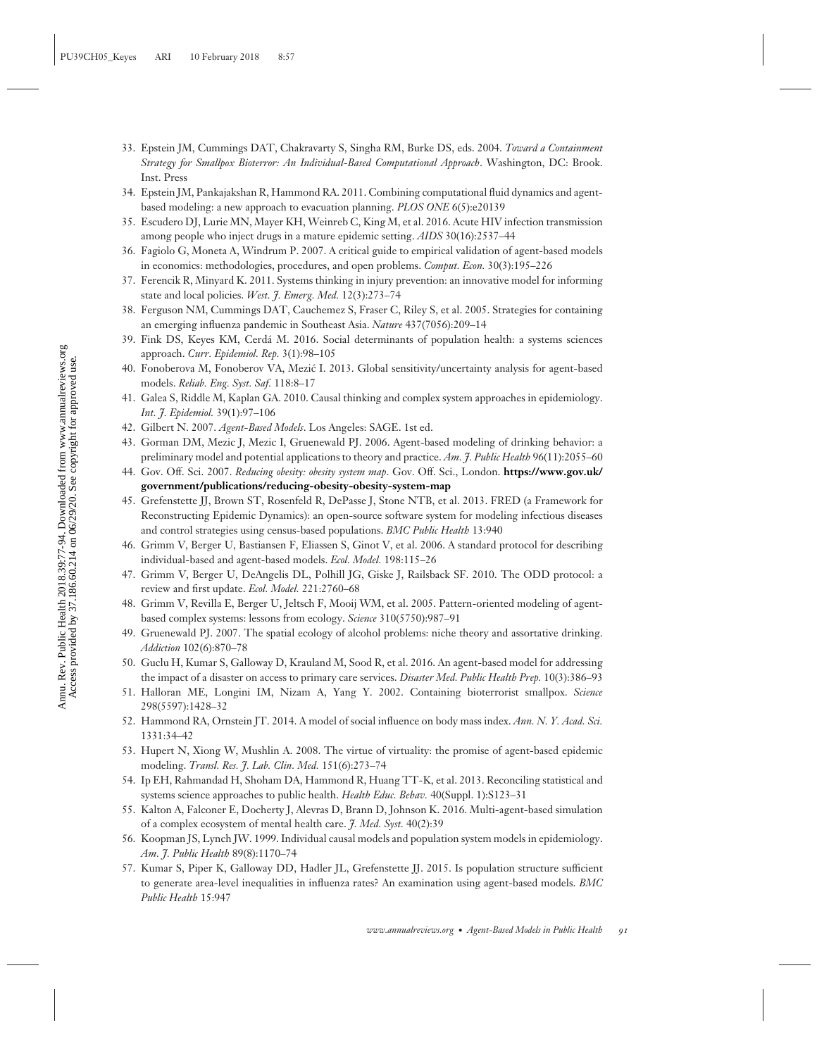33. Epstein JM, Cummings DAT, Chakravarty S, Singha RM, Burke DS, eds. 2004. *Toward a Containment Strategy for Smallpox Bioterror: An Individual-Based Computational Approach*. Washington, DC: Brook. Inst. Press
34. Epstein JM, Pankajakshan R, Hammond RA. 2011. Combining computational fluid dynamics and agent-based modeling: a new approach to evacuation planning. *PLOS ONE* 6(5):e20139
35. Escudero DJ, Lurie MN, Mayer KH, Weinreb C, King M, et al. 2016. Acute HIV infection transmission among people who inject drugs in a mature epidemic setting. *AIDS* 30(16):2537–44
36. Fagiolo G, Moneta A, Windrum P. 2007. A critical guide to empirical validation of agent-based models in economics: methodologies, procedures, and open problems. *Comput. Econ.* 30(3):195–226
37. Ferencik R, Minyard K. 2011. Systems thinking in injury prevention: an innovative model for informing state and local policies. *West. J. Emerg. Med.* 12(3):273–74
38. Ferguson NM, Cummings DAT, Cauchemez S, Fraser C, Riley S, et al. 2005. Strategies for containing an emerging influenza pandemic in Southeast Asia. *Nature* 437(7056):209–14
39. Fink DS, Keyes KM, Cerdá M. 2016. Social determinants of population health: a systems sciences approach. *Curr. Epidemiol. Rep.* 3(1):98–105
40. Fonoberova M, Fonoberov VA, Mezić I. 2013. Global sensitivity/uncertainty analysis for agent-based models. *Reliab. Eng. Syst. Saf.* 118:8–17
41. Galea S, Riddle M, Kaplan GA. 2010. Causal thinking and complex system approaches in epidemiology. *Int. J. Epidemiol.* 39(1):97–106
42. Gilbert N. 2007. *Agent-Based Models*. Los Angeles: SAGE. 1st ed.
43. Gorman DM, Mezic J, Mezic I, Gruenewald PJ. 2006. Agent-based modeling of drinking behavior: a preliminary model and potential applications to theory and practice. *Am. J. Public Health* 96(11):2055–60
44. Gov. Off. Sci. 2007. *Reducing obesity: obesity system map*. Gov. Off. Sci., London. **https://www.gov.uk/government/publications/reducing-obesity-obesity-system-map**
45. Grefenstette JJ, Brown ST, Rosenfeld R, DePasse J, Stone NTB, et al. 2013. FRED (a Framework for Reconstructing Epidemic Dynamics): an open-source software system for modeling infectious diseases and control strategies using census-based populations. *BMC Public Health* 13:940
46. Grimm V, Berger U, Bastiansen F, Eliassen S, Ginot V, et al. 2006. A standard protocol for describing individual-based and agent-based models. *Ecol. Model.* 198:115–26
47. Grimm V, Berger U, DeAngelis DL, Polhill JG, Giske J, Railsback SF. 2010. The ODD protocol: a review and first update. *Ecol. Model.* 221:2760–68
48. Grimm V, Revilla E, Berger U, Jeltsch F, Mooij WM, et al. 2005. Pattern-oriented modeling of agent-based complex systems: lessons from ecology. *Science* 310(5750):987–91
49. Gruenewald PJ. 2007. The spatial ecology of alcohol problems: niche theory and assortative drinking. *Addiction* 102(6):870–78
50. Guclu H, Kumar S, Galloway D, Krauland M, Sood R, et al. 2016. An agent-based model for addressing the impact of a disaster on access to primary care services. *Disaster Med. Public Health Prep.* 10(3):386–93
51. Halloran ME, Longini IM, Nizam A, Yang Y. 2002. Containing bioterrorist smallpox. *Science* 298(5597):1428–32
52. Hammond RA, Ornstein JT. 2014. A model of social influence on body mass index. *Ann. N. Y. Acad. Sci.* 1331:34–42
53. Hupert N, Xiong W, Mushlin A. 2008. The virtue of virtuality: the promise of agent-based epidemic modeling. *Transl. Res. J. Lab. Clin. Med.* 151(6):273–74
54. Ip EH, Rahmandad H, Shoham DA, Hammond R, Huang TT-K, et al. 2013. Reconciling statistical and systems science approaches to public health. *Health Educ. Behav.* 40(Suppl. 1):S123–31
55. Kalton A, Falconer E, Docherty J, Alevras D, Brann D, Johnson K. 2016. Multi-agent-based simulation of a complex ecosystem of mental health care. *J. Med. Syst.* 40(2):39
56. Koopman JS, Lynch JW. 1999. Individual causal models and population system models in epidemiology. *Am. J. Public Health* 89(8):1170–74
57. Kumar S, Piper K, Galloway DD, Hadler JL, Grefenstette JJ. 2015. Is population structure sufficient to generate area-level inequalities in influenza rates? An examination using agent-based models. *BMC Public Health* 15:947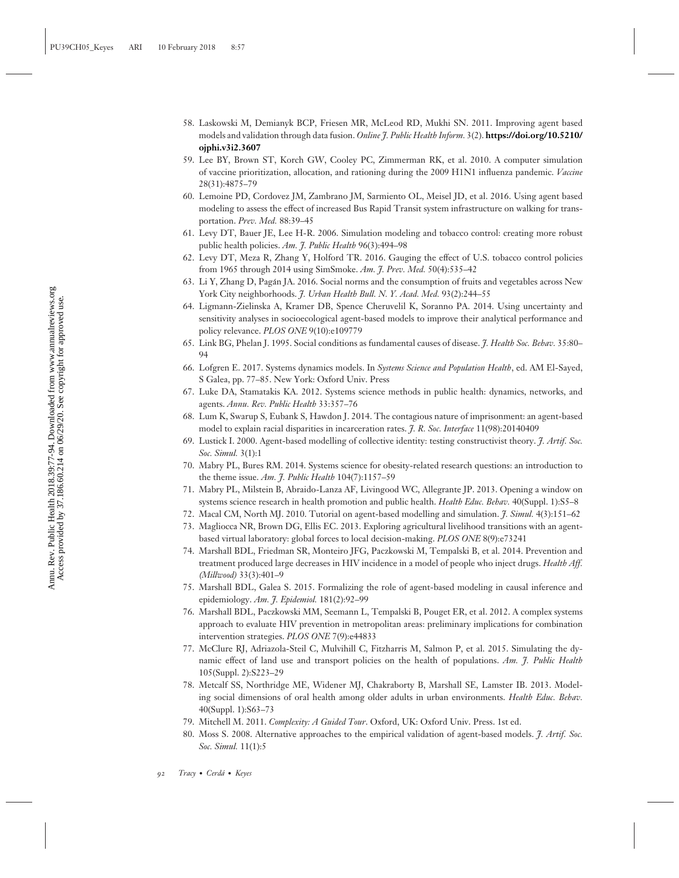58. Laskowski M, Demianyk BCP, Friesen MR, McLeod RD, Mukhi SN. 2011. Improving agent based models and validation through data fusion. *Online J. Public Health Inform.* 3(2). **https://doi.org/10.5210/ojphi.v3i2.3607**
59. Lee BY, Brown ST, Korch GW, Cooley PC, Zimmerman RK, et al. 2010. A computer simulation of vaccine prioritization, allocation, and rationing during the 2009 H1N1 influenza pandemic. *Vaccine* 28(31):4875–79
60. Lemoine PD, Cordovez JM, Zambrano JM, Sarmiento OL, Meisel JD, et al. 2016. Using agent based modeling to assess the effect of increased Bus Rapid Transit system infrastructure on walking for transportation. *Prev. Med.* 88:39–45
61. Levy DT, Bauer JE, Lee H-R. 2006. Simulation modeling and tobacco control: creating more robust public health policies. *Am. J. Public Health* 96(3):494–98
62. Levy DT, Meza R, Zhang Y, Holford TR. 2016. Gauging the effect of U.S. tobacco control policies from 1965 through 2014 using SimSmoke. *Am. J. Prev. Med.* 50(4):535–42
63. Li Y, Zhang D, Pagán JA. 2016. Social norms and the consumption of fruits and vegetables across New York City neighborhoods. *J. Urban Health Bull. N. Y. Acad. Med.* 93(2):244–55
64. Ligmann-Zielinska A, Kramer DB, Spence Cheruvelil K, Soranno PA. 2014. Using uncertainty and sensitivity analyses in socioecological agent-based models to improve their analytical performance and policy relevance. *PLOS ONE* 9(10):e109779
65. Link BG, Phelan J. 1995. Social conditions as fundamental causes of disease. *J. Health Soc. Behav.* 35:80–94
66. Lofgren E. 2017. Systems dynamics models. In *Systems Science and Population Health*, ed. AM El-Sayed, S Galea, pp. 77–85. New York: Oxford Univ. Press
67. Luke DA, Stamatakis KA. 2012. Systems science methods in public health: dynamics, networks, and agents. *Annu. Rev. Public Health* 33:357–76
68. Lum K, Swarup S, Eubank S, Hawdon J. 2014. The contagious nature of imprisonment: an agent-based model to explain racial disparities in incarceration rates. *J. R. Soc. Interface* 11(98):20140409
69. Lustick I. 2000. Agent-based modelling of collective identity: testing constructivist theory. *J. Artif. Soc. Soc. Simul.* 3(1):1
70. Mabry PL, Bures RM. 2014. Systems science for obesity-related research questions: an introduction to the theme issue. *Am. J. Public Health* 104(7):1157–59
71. Mabry PL, Milstein B, Abraido-Lanza AF, Livingood WC, Allegrante JP. 2013. Opening a window on systems science research in health promotion and public health. *Health Educ. Behav.* 40(Suppl. 1):S5–8
72. Macal CM, North MJ. 2010. Tutorial on agent-based modelling and simulation. *J. Simul.* 4(3):151–62
73. Magliocca NR, Brown DG, Ellis EC. 2013. Exploring agricultural livelihood transitions with an agent-based virtual laboratory: global forces to local decision-making. *PLOS ONE* 8(9):e73241
74. Marshall BDL, Friedman SR, Monteiro JFG, Paczkowski M, Tempalski B, et al. 2014. Prevention and treatment produced large decreases in HIV incidence in a model of people who inject drugs. *Health Aff. (Millwood)* 33(3):401–9
75. Marshall BDL, Galea S. 2015. Formalizing the role of agent-based modeling in causal inference and epidemiology. *Am. J. Epidemiol.* 181(2):92–99
76. Marshall BDL, Paczkowski MM, Seemann L, Tempalski B, Pouget ER, et al. 2012. A complex systems approach to evaluate HIV prevention in metropolitan areas: preliminary implications for combination intervention strategies. *PLOS ONE* 7(9):e44833
77. McClure RJ, Adriazola-Steil C, Mulvihill C, Fitzharris M, Salmon P, et al. 2015. Simulating the dynamic effect of land use and transport policies on the health of populations. *Am. J. Public Health* 105(Suppl. 2):S223–29
78. Metcalf SS, Northridge ME, Widener MJ, Chakraborty B, Marshall SE, Lamster IB. 2013. Modeling social dimensions of oral health among older adults in urban environments. *Health Educ. Behav.* 40(Suppl. 1):S63–73
79. Mitchell M. 2011. *Complexity: A Guided Tour*. Oxford, UK: Oxford Univ. Press. 1st ed.
80. Moss S. 2008. Alternative approaches to the empirical validation of agent-based models. *J. Artif. Soc. Soc. Simul.* 11(1):5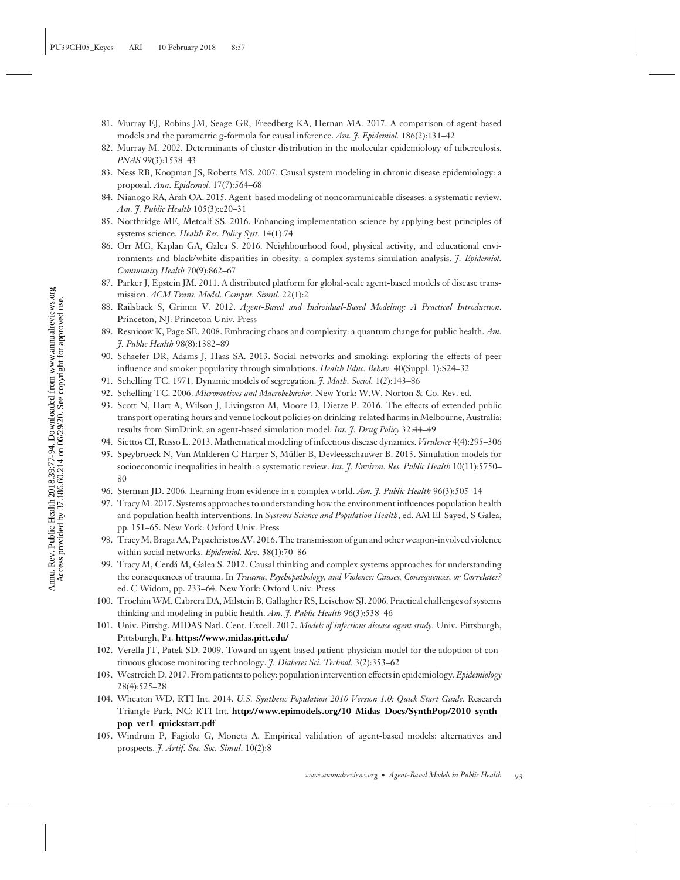81. Murray EJ, Robins JM, Seage GR, Freedberg KA, Hernan MA. 2017. A comparison of agent-based models and the parametric g-formula for causal inference. *Am. J. Epidemiol.* 186(2):131–42
82. Murray M. 2002. Determinants of cluster distribution in the molecular epidemiology of tuberculosis. *PNAS* 99(3):1538–43
83. Ness RB, Koopman JS, Roberts MS. 2007. Causal system modeling in chronic disease epidemiology: a proposal. *Ann. Epidemiol.* 17(7):564–68
84. Nianogo RA, Arah OA. 2015. Agent-based modeling of noncommunicable diseases: a systematic review. *Am. J. Public Health* 105(3):e20–31
85. Northridge ME, Metcalf SS. 2016. Enhancing implementation science by applying best principles of systems science. *Health Res. Policy Syst.* 14(1):74
86. Orr MG, Kaplan GA, Galea S. 2016. Neighbourhood food, physical activity, and educational environments and black/white disparities in obesity: a complex systems simulation analysis. *J. Epidemiol. Community Health* 70(9):862–67
87. Parker J, Epstein JM. 2011. A distributed platform for global-scale agent-based models of disease transmission. *ACM Trans. Model. Comput. Simul.* 22(1):2
88. Railsback S, Grimm V. 2012. *Agent-Based and Individual-Based Modeling: A Practical Introduction*. Princeton, NJ: Princeton Univ. Press
89. Resnicow K, Page SE. 2008. Embracing chaos and complexity: a quantum change for public health. *Am. J. Public Health* 98(8):1382–89
90. Schaefer DR, Adams J, Haas SA. 2013. Social networks and smoking: exploring the effects of peer influence and smoker popularity through simulations. *Health Educ. Behav.* 40(Suppl. 1):S24–32
91. Schelling TC. 1971. Dynamic models of segregation. *J. Math. Sociol.* 1(2):143–86
92. Schelling TC. 2006. *Micromotives and Macrobehavior*. New York: W.W. Norton & Co. Rev. ed.
93. Scott N, Hart A, Wilson J, Livingston M, Moore D, Dietze P. 2016. The effects of extended public transport operating hours and venue lockout policies on drinking-related harms in Melbourne, Australia: results from SimDrink, an agent-based simulation model. *Int. J. Drug Policy* 32:44–49
94. Siettos CI, Russo L. 2013. Mathematical modeling of infectious disease dynamics. *Virulence* 4(4):295–306
95. Speybroeck N, Van Malderen C Harper S, Müller B, Devleesschauwer B. 2013. Simulation models for socioeconomic inequalities in health: a systematic review. *Int. J. Environ. Res. Public Health* 10(11):5750–80
96. Sterman JD. 2006. Learning from evidence in a complex world. *Am. J. Public Health* 96(3):505–14
97. Tracy M. 2017. Systems approaches to understanding how the environment influences population health and population health interventions. In *Systems Science and Population Health*, ed. AM El-Sayed, S Galea, pp. 151–65. New York: Oxford Univ. Press
98. Tracy M, Braga AA, Papachristos AV. 2016. The transmission of gun and other weapon-involved violence within social networks. *Epidemiol. Rev.* 38(1):70–86
99. Tracy M, Cerdá M, Galea S. 2012. Causal thinking and complex systems approaches for understanding the consequences of trauma. In *Trauma, Psychopathology, and Violence: Causes, Consequences, or Correlates?* ed. C Widom, pp. 233–64. New York: Oxford Univ. Press
100. Trochim WM, Cabrera DA, Milstein B, Gallagher RS, Leischow SJ. 2006. Practical challenges of systems thinking and modeling in public health. *Am. J. Public Health* 96(3):538–46
101. Univ. Pittsbg. MIDAS Natl. Cent. Excell. 2017. *Models of infectious disease agent study*. Univ. Pittsburgh, Pittsburgh, Pa. **https://www.midas.pitt.edu/**
102. Verella JT, Patek SD. 2009. Toward an agent-based patient-physician model for the adoption of continuous glucose monitoring technology. *J. Diabetes Sci. Technol.* 3(2):353–62
103. Westreich D. 2017. From patients to policy: population intervention effects in epidemiology. *Epidemiology* 28(4):525–28
104. Wheaton WD, RTI Int. 2014. *U.S. Synthetic Population 2010 Version 1.0: Quick Start Guide.* Research Triangle Park, NC: RTI Int. **http://www.epimodels.org/10_Midas_Docs/SynthPop/2010_synth_pop_ver1_quickstart.pdf**
105. Windrum P, Fagiolo G, Moneta A. Empirical validation of agent-based models: alternatives and prospects. *J. Artif. Soc. Soc. Simul.* 10(2):8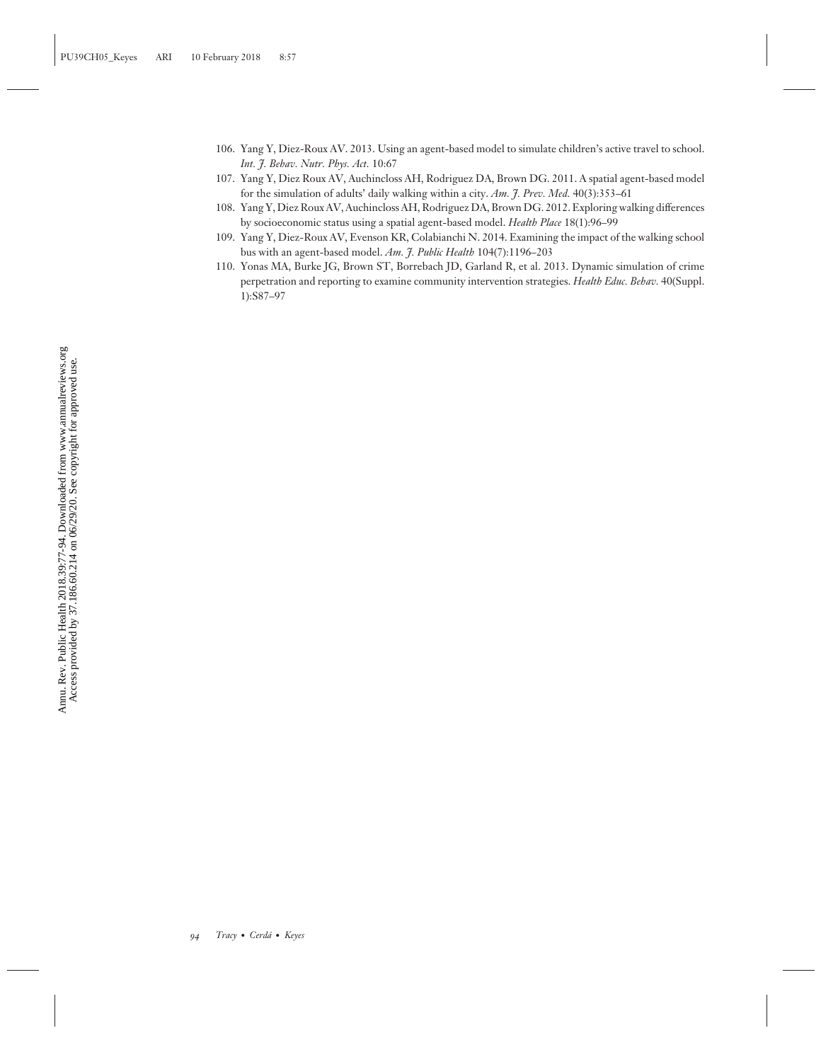106. Yang Y, Diez-Roux AV. 2013. Using an agent-based model to simulate children's active travel to school. *Int. J. Behav. Nutr. Phys. Act.* 10:67
107. Yang Y, Diez Roux AV, Auchincloss AH, Rodriguez DA, Brown DG. 2011. A spatial agent-based model for the simulation of adults' daily walking within a city. *Am. J. Prev. Med.* 40(3):353–61
108. Yang Y, Diez Roux AV, Auchincloss AH, Rodriguez DA, Brown DG. 2012. Exploring walking differences by socioeconomic status using a spatial agent-based model. *Health Place* 18(1):96–99
109. Yang Y, Diez-Roux AV, Evenson KR, Colabianchi N. 2014. Examining the impact of the walking school bus with an agent-based model. *Am. J. Public Health* 104(7):1196–203
110. Yonas MA, Burke JG, Brown ST, Borrebach JD, Garland R, et al. 2013. Dynamic simulation of crime perpetration and reporting to examine community intervention strategies. *Health Educ. Behav.* 40(Suppl. 1):S87–97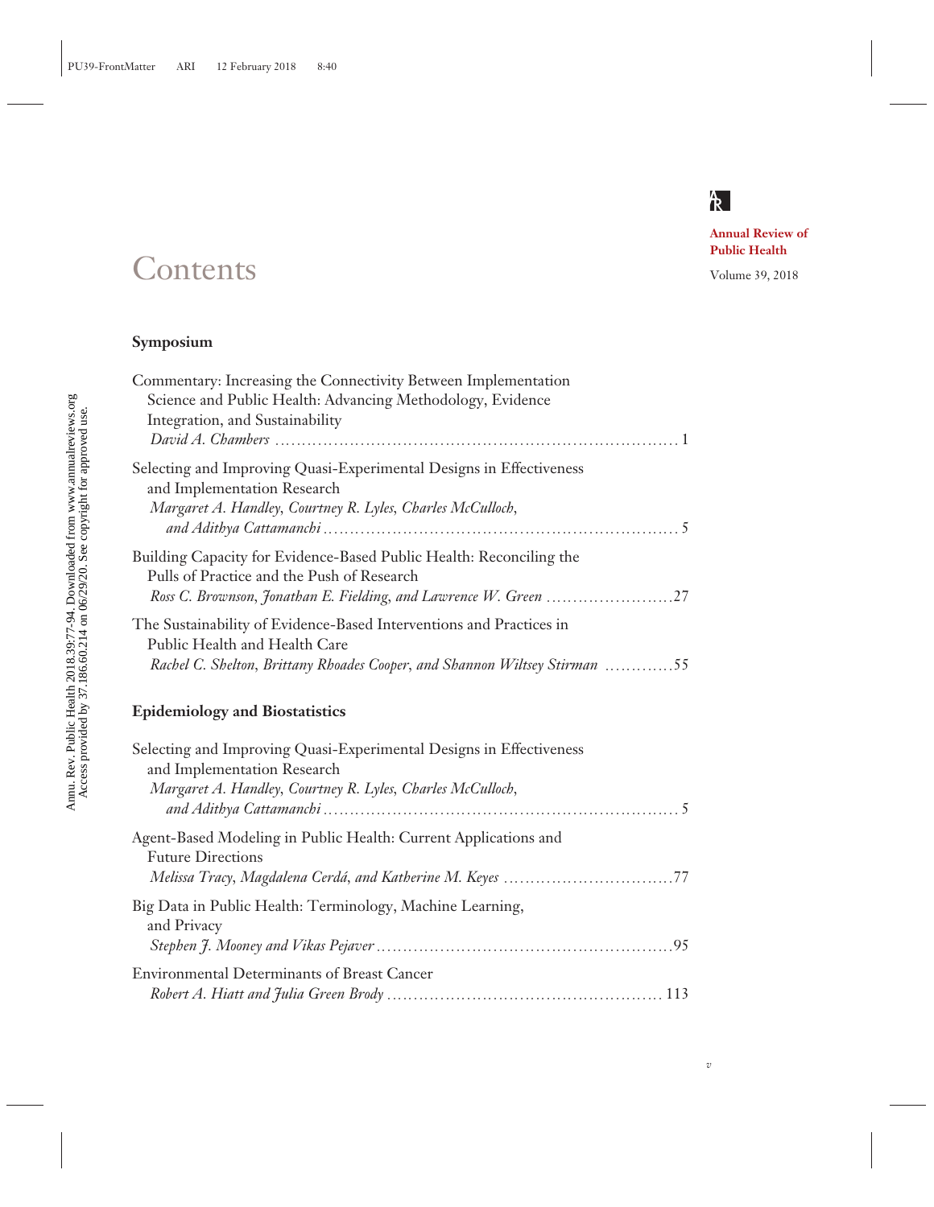Annual Review of Public Health

Volume 39, 2018

# Contents

## Symposium

Commentary: Increasing the Connectivity Between Implementation Science and Public Health: Advancing Methodology, Evidence Integration, and Sustainability
*David A. Chambers* ........ 1

Selecting and Improving Quasi-Experimental Designs in Effectiveness and Implementation Research
*Margaret A. Handley, Courtney R. Lyles, Charles McCulloch, and Adithya Cattamanchi* ........ 5

Building Capacity for Evidence-Based Public Health: Reconciling the Pulls of Practice and the Push of Research
*Ross C. Brownson, Jonathan E. Fielding, and Lawrence W. Green* ........ 27

The Sustainability of Evidence-Based Interventions and Practices in Public Health and Health Care
*Rachel C. Shelton, Brittany Rhoades Cooper, and Shannon Wiltsey Stirman* ........ 55

## Epidemiology and Biostatistics

Selecting and Improving Quasi-Experimental Designs in Effectiveness and Implementation Research
*Margaret A. Handley, Courtney R. Lyles, Charles McCulloch, and Adithya Cattamanchi* ........ 5

Agent-Based Modeling in Public Health: Current Applications and Future Directions
*Melissa Tracy, Magdalena Cerdá, and Katherine M. Keyes* ........ 77

Big Data in Public Health: Terminology, Machine Learning, and Privacy
*Stephen J. Mooney and Vikas Pejaver* ........ 95

Environmental Determinants of Breast Cancer
*Robert A. Hiatt and Julia Green Brody* ........ 113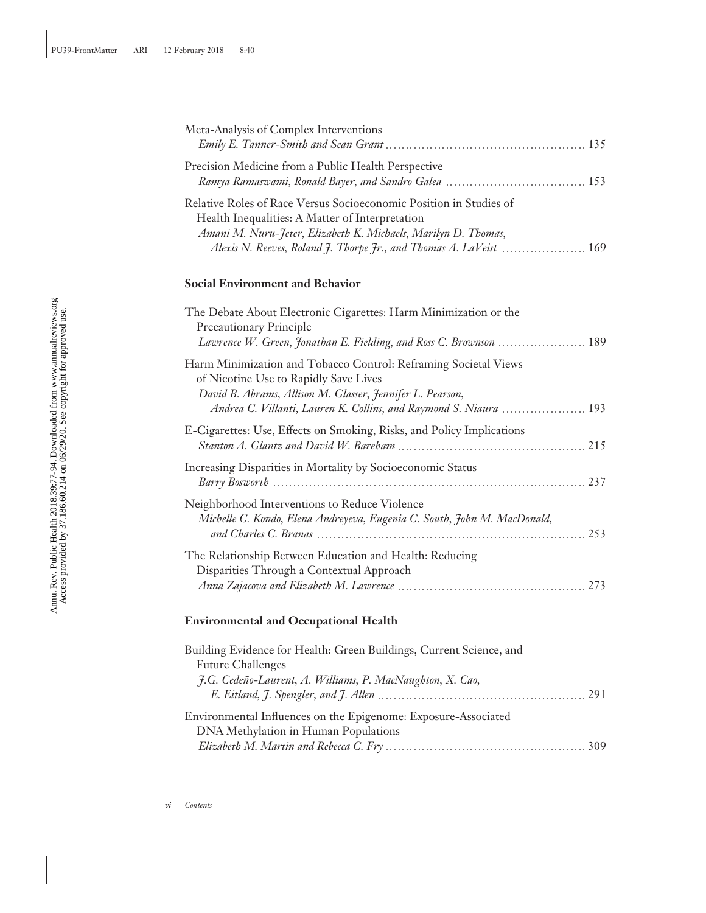Meta-Analysis of Complex Interventions
*Emily E. Tanner-Smith and Sean Grant* . . . . . . . . . . 135

Precision Medicine from a Public Health Perspective
*Ramya Ramaswami, Ronald Bayer, and Sandro Galea* . . . . . . . . . . 153

Relative Roles of Race Versus Socioeconomic Position in Studies of Health Inequalities: A Matter of Interpretation
*Amani M. Nuru-Jeter, Elizabeth K. Michaels, Marilyn D. Thomas, Alexis N. Reeves, Roland J. Thorpe Jr., and Thomas A. LaVeist* . . . . . . . . . . 169

## Social Environment and Behavior

The Debate About Electronic Cigarettes: Harm Minimization or the Precautionary Principle
*Lawrence W. Green, Jonathan E. Fielding, and Ross C. Brownson* . . . . . . . . . . 189

Harm Minimization and Tobacco Control: Reframing Societal Views of Nicotine Use to Rapidly Save Lives
*David B. Abrams, Allison M. Glasser, Jennifer L. Pearson, Andrea C. Villanti, Lauren K. Collins, and Raymond S. Niaura* . . . . . . . . . . 193

E-Cigarettes: Use, Effects on Smoking, Risks, and Policy Implications
*Stanton A. Glantz and David W. Bareham* . . . . . . . . . . 215

Increasing Disparities in Mortality by Socioeconomic Status
*Barry Bosworth* . . . . . . . . . . 237

Neighborhood Interventions to Reduce Violence
*Michelle C. Kondo, Elena Andreyeva, Eugenia C. South, John M. MacDonald, and Charles C. Branas* . . . . . . . . . . 253

The Relationship Between Education and Health: Reducing Disparities Through a Contextual Approach
*Anna Zajacova and Elizabeth M. Lawrence* . . . . . . . . . . 273

## Environmental and Occupational Health

Building Evidence for Health: Green Buildings, Current Science, and Future Challenges
*J.G. Cedeño-Laurent, A. Williams, P. MacNaughton, X. Cao, E. Eitland, J. Spengler, and J. Allen* . . . . . . . . . . 291

Environmental Influences on the Epigenome: Exposure-Associated DNA Methylation in Human Populations
*Elizabeth M. Martin and Rebecca C. Fry* . . . . . . . . . . 309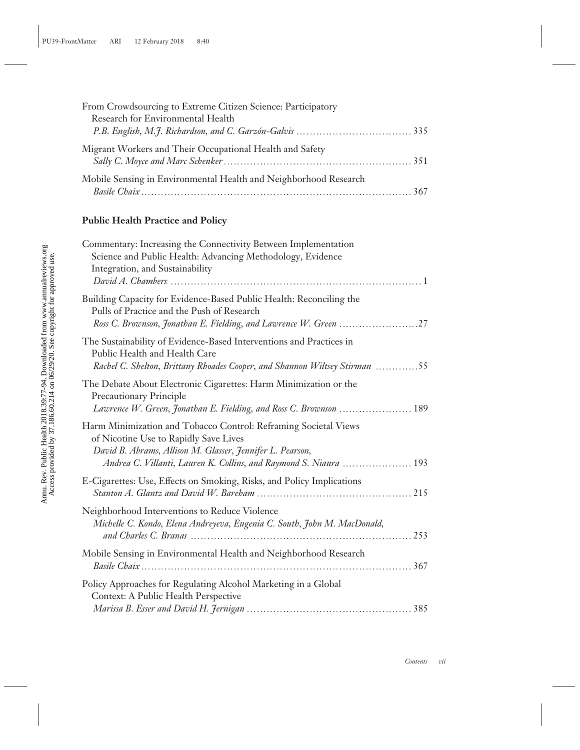From Crowdsourcing to Extreme Citizen Science: Participatory Research for Environmental Health
*P.B. English, M.J. Richardson, and C. Garzón-Galvis* ..... 335

Migrant Workers and Their Occupational Health and Safety
*Sally C. Moyce and Marc Schenker* ..... 351

Mobile Sensing in Environmental Health and Neighborhood Research
*Basile Chaix* ..... 367

### Public Health Practice and Policy

Commentary: Increasing the Connectivity Between Implementation Science and Public Health: Advancing Methodology, Evidence Integration, and Sustainability
*David A. Chambers* ..... 1

Building Capacity for Evidence-Based Public Health: Reconciling the Pulls of Practice and the Push of Research
*Ross C. Brownson, Jonathan E. Fielding, and Lawrence W. Green* ..... 27

The Sustainability of Evidence-Based Interventions and Practices in Public Health and Health Care
*Rachel C. Shelton, Brittany Rhoades Cooper, and Shannon Wiltsey Stirman* ..... 55

The Debate About Electronic Cigarettes: Harm Minimization or the Precautionary Principle
*Lawrence W. Green, Jonathan E. Fielding, and Ross C. Brownson* ..... 189

Harm Minimization and Tobacco Control: Reframing Societal Views of Nicotine Use to Rapidly Save Lives
*David B. Abrams, Allison M. Glasser, Jennifer L. Pearson, Andrea C. Villanti, Lauren K. Collins, and Raymond S. Niaura* ..... 193

E-Cigarettes: Use, Effects on Smoking, Risks, and Policy Implications
*Stanton A. Glantz and David W. Bareham* ..... 215

Neighborhood Interventions to Reduce Violence
*Michelle C. Kondo, Elena Andreyeva, Eugenia C. South, John M. MacDonald, and Charles C. Branas* ..... 253

Mobile Sensing in Environmental Health and Neighborhood Research
*Basile Chaix* ..... 367

Policy Approaches for Regulating Alcohol Marketing in a Global Context: A Public Health Perspective
*Marissa B. Esser and David H. Jernigan* ..... 385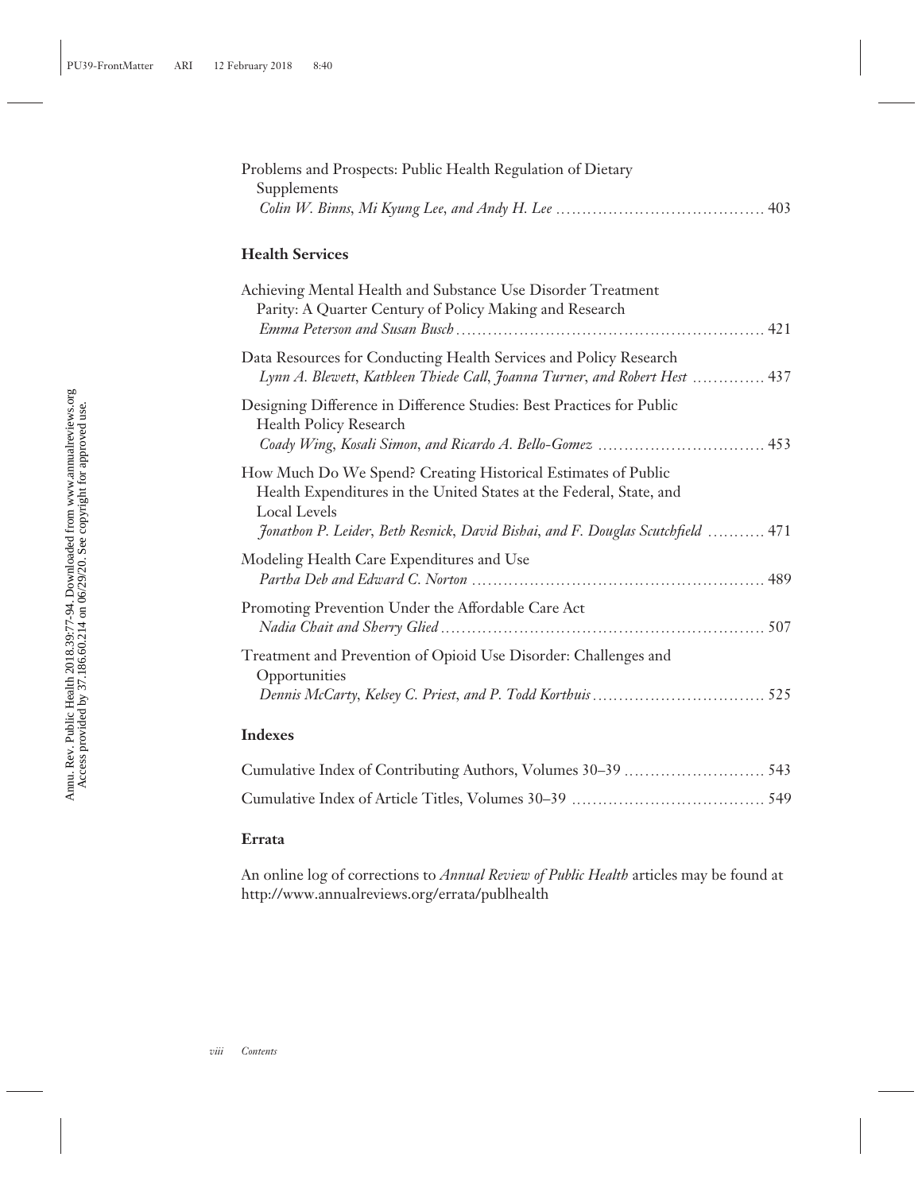Problems and Prospects: Public Health Regulation of Dietary Supplements
*Colin W. Binns, Mi Kyung Lee, and Andy H. Lee* .................................... 403

### Health Services

Achieving Mental Health and Substance Use Disorder Treatment Parity: A Quarter Century of Policy Making and Research
*Emma Peterson and Susan Busch* .................................................... 421

Data Resources for Conducting Health Services and Policy Research
*Lynn A. Blewett, Kathleen Thiede Call, Joanna Turner, and Robert Hest* .............. 437

Designing Difference in Difference Studies: Best Practices for Public Health Policy Research
*Coady Wing, Kosali Simon, and Ricardo A. Bello-Gomez* ............................... 453

How Much Do We Spend? Creating Historical Estimates of Public Health Expenditures in the United States at the Federal, State, and Local Levels
*Jonathon P. Leider, Beth Resnick, David Bishai, and F. Douglas Scutchfield* ........... 471

Modeling Health Care Expenditures and Use
*Partha Deb and Edward C. Norton* .................................................... 489

Promoting Prevention Under the Affordable Care Act
*Nadia Chait and Sherry Glied* ........................................................ 507

Treatment and Prevention of Opioid Use Disorder: Challenges and Opportunities
*Dennis McCarty, Kelsey C. Priest, and P. Todd Korthuis* .............................. 525

### Indexes

Cumulative Index of Contributing Authors, Volumes 30–39 .......................... 543

Cumulative Index of Article Titles, Volumes 30–39 .................................. 549

### Errata

An online log of corrections to *Annual Review of Public Health* articles may be found at http://www.annualreviews.org/errata/publhealth